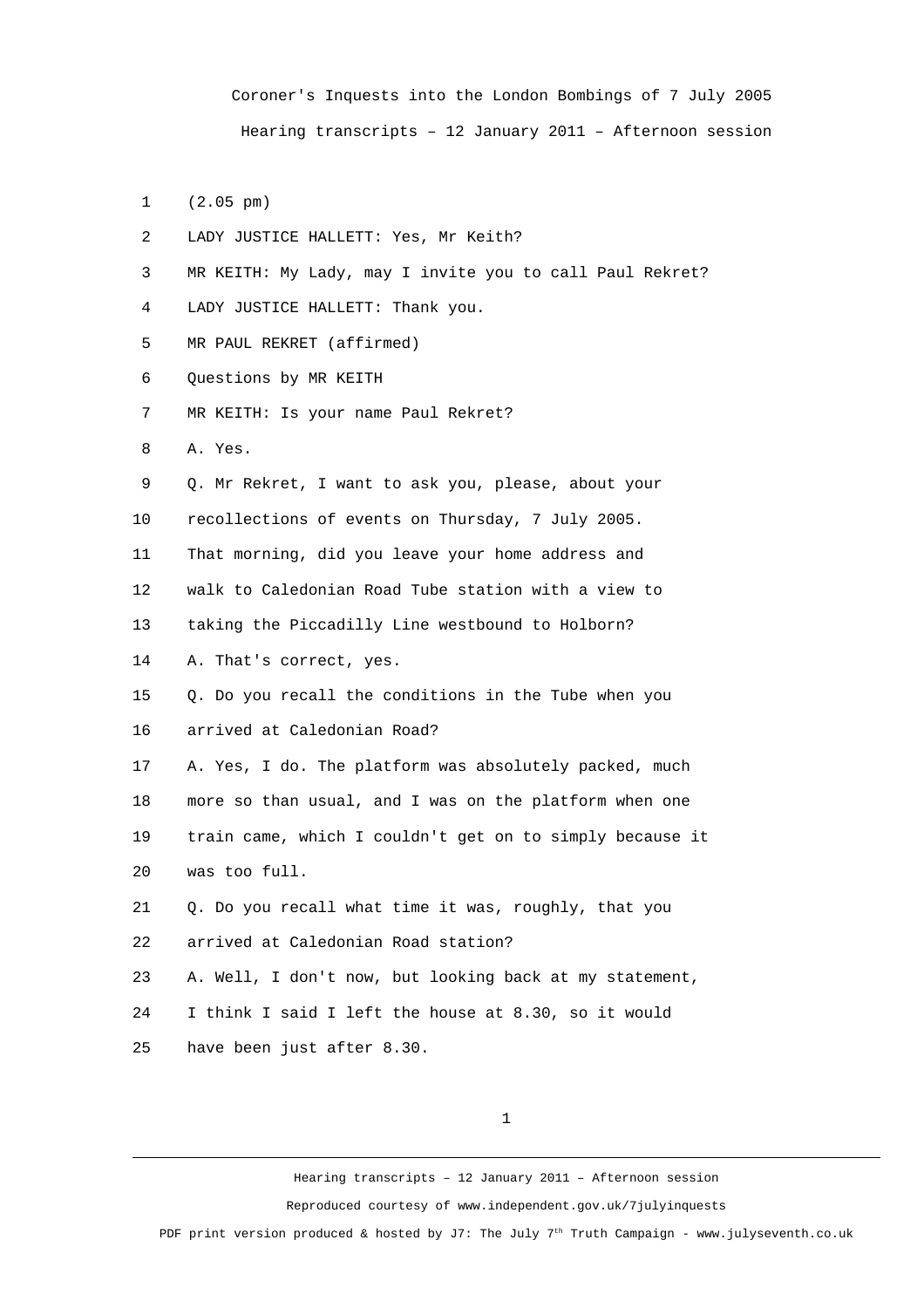Coroner's Inquests into the London Bombings of 7 July 2005

Hearing transcripts – 12 January 2011 – Afternoon session

(2.05 pm)

LADY JUSTICE HALLETT: Yes, Mr Keith?

MR KEITH: My Lady, may I invite you to call Paul Rekret?

LADY JUSTICE HALLETT: Thank you.

MR PAUL REKRET (affirmed)

Questions by MR KEITH

MR KEITH: Is your name Paul Rekret?

A. Yes.

Q. Mr Rekret, I want to ask you, please, about your recollections of events on Thursday, 7 July 2005. That morning, did you leave your home address and walk to Caledonian Road Tube station with a view to taking the Piccadilly Line westbound to Holborn?

A. That's correct, yes.

Q. Do you recall the conditions in the Tube when you arrived at Caledonian Road?

A. Yes, I do. The platform was absolutely packed, much more so than usual, and I was on the platform when one train came, which I couldn't get on to simply because it was too full.

Q. Do you recall what time it was, roughly, that you arrived at Caledonian Road station?

A. Well, I don't now, but looking back at my statement, I think I said I left the house at 8.30, so it would have been just after 8.30.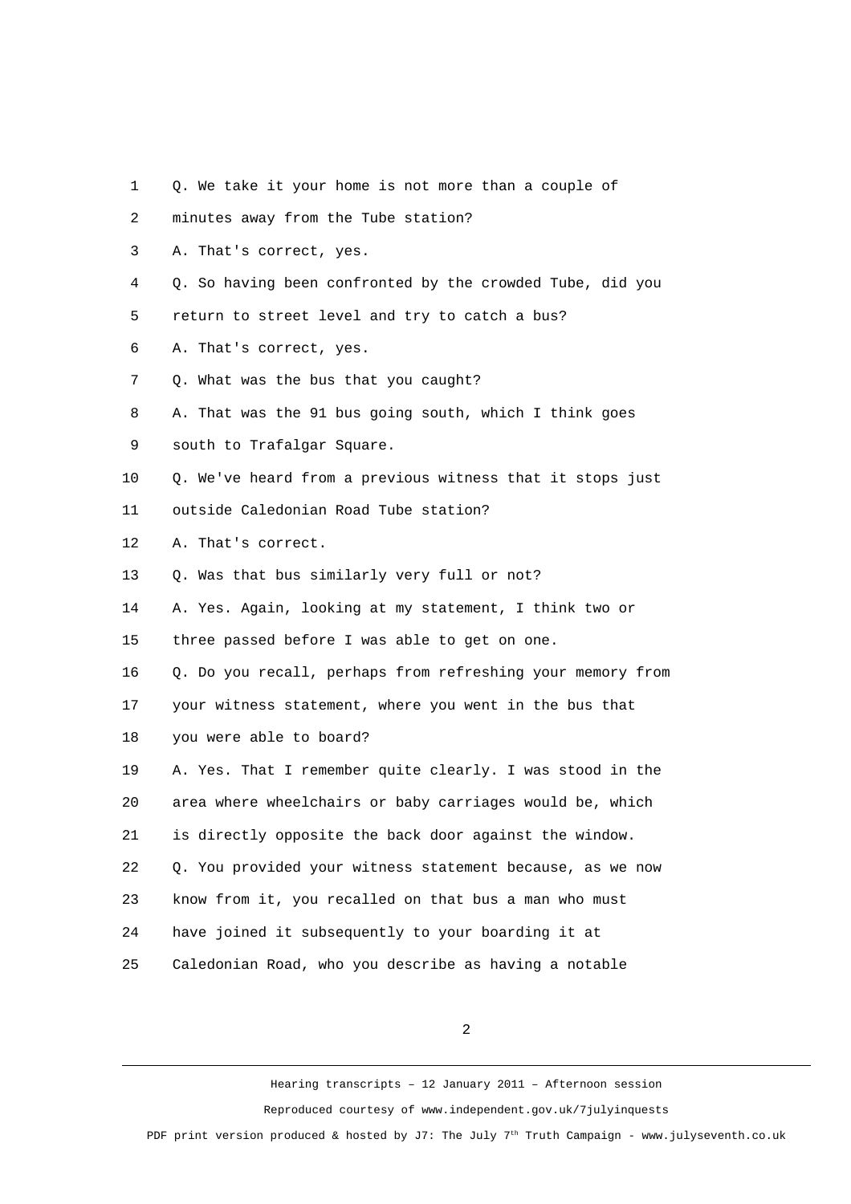Q. We take it your home is not more than a couple of minutes away from the Tube station?

A. That's correct, yes.

Q. So having been confronted by the crowded Tube, did you return to street level and try to catch a bus?

A. That's correct, yes.

Q. What was the bus that you caught?

A. That was the 91 bus going south, which I think goes south to Trafalgar Square.

Q. We've heard from a previous witness that it stops just outside Caledonian Road Tube station?

A. That's correct.

Q. Was that bus similarly very full or not?

A. Yes. Again, looking at my statement, I think two or three passed before I was able to get on one.

Q. Do you recall, perhaps from refreshing your memory from your witness statement, where you went in the bus that you were able to board?

A. Yes. That I remember quite clearly. I was stood in the area where wheelchairs or baby carriages would be, which is directly opposite the back door against the window.

Q. You provided your witness statement because, as we now know from it, you recalled on that bus a man who must have joined it subsequently to your boarding it at Caledonian Road, who you describe as having a notable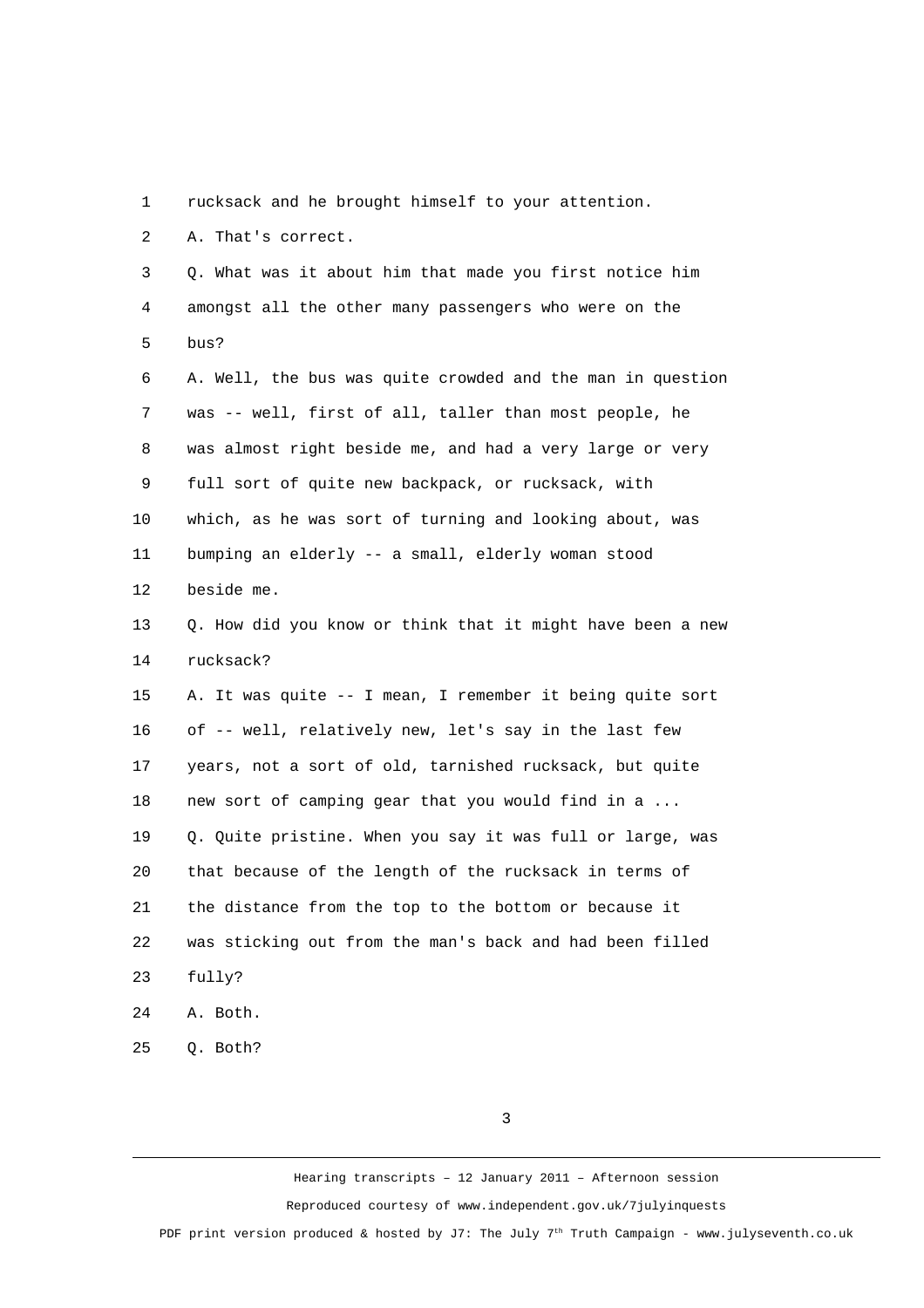rucksack and he brought himself to your attention.

A. That's correct.

Q. What was it about him that made you first notice him amongst all the other many passengers who were on the bus?

A. Well, the bus was quite crowded and the man in question was -- well, first of all, taller than most people, he was almost right beside me, and had a very large or very full sort of quite new backpack, or rucksack, with which, as he was sort of turning and looking about, was bumping an elderly -- a small, elderly woman stood beside me.

Q. How did you know or think that it might have been a new rucksack?

A. It was quite -- I mean, I remember it being quite sort of -- well, relatively new, let's say in the last few years, not a sort of old, tarnished rucksack, but quite new sort of camping gear that you would find in a ...

Q. Quite pristine. When you say it was full or large, was that because of the length of the rucksack in terms of the distance from the top to the bottom or because it was sticking out from the man's back and had been filled fully?

A. Both.

Q. Both?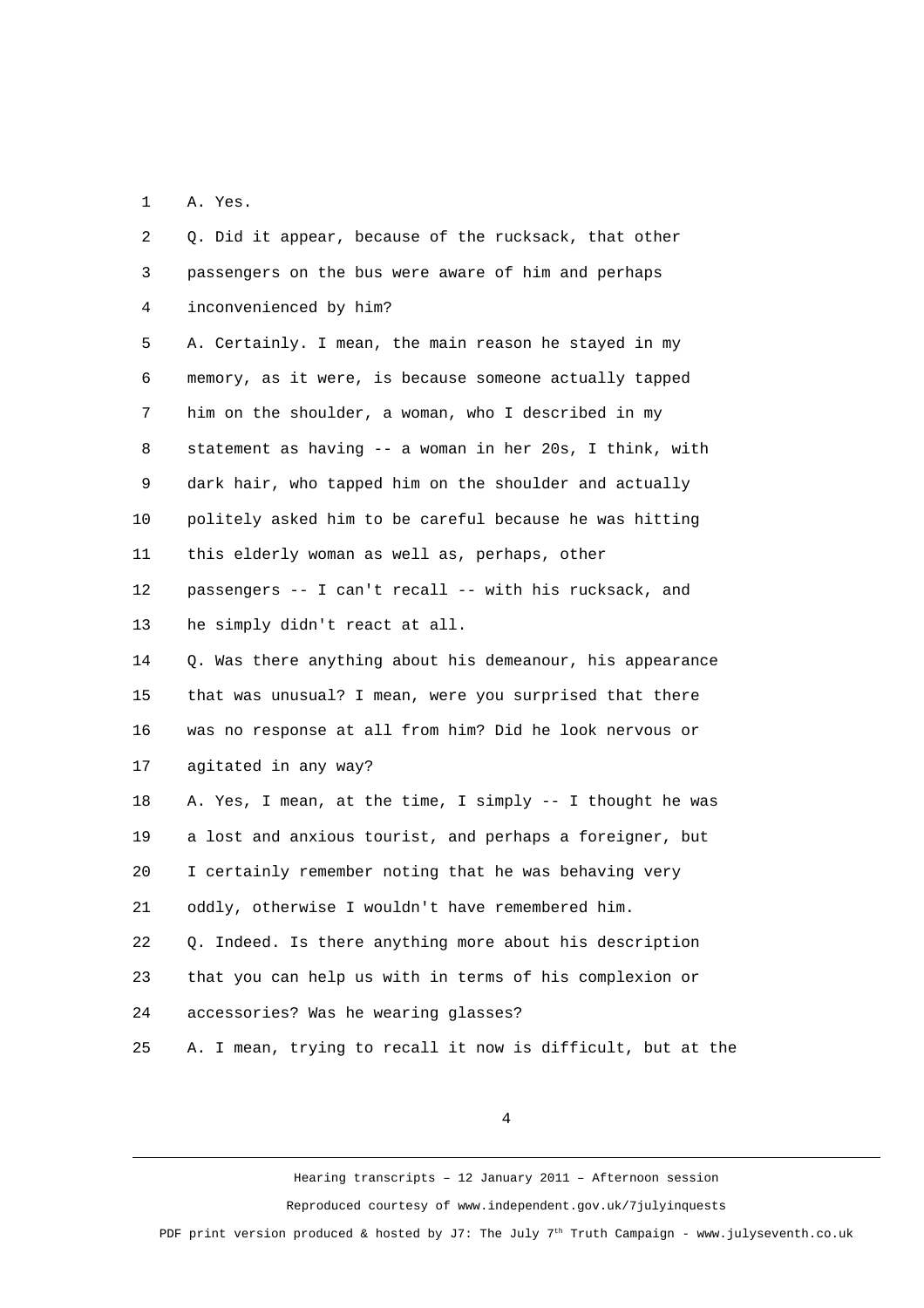1 A. Yes.

2 Q. Did it appear, because of the rucksack, that other

3 passengers on the bus were aware of him and perhaps

4 inconvenienced by him?

5 A. Certainly. I mean, the main reason he stayed in my

6 memory, as it were, is because someone actually tapped

7 him on the shoulder, a woman, who I described in my

8 statement as having -- a woman in her 20s, I think, with

9 dark hair, who tapped him on the shoulder and actually

10 politely asked him to be careful because he was hitting

11 this elderly woman as well as, perhaps, other

12 passengers -- I can't recall -- with his rucksack, and

13 he simply didn't react at all.

14 Q. Was there anything about his demeanour, his appearance

15 that was unusual? I mean, were you surprised that there

16 was no response at all from him? Did he look nervous or

17 agitated in any way?

18 A. Yes, I mean, at the time, I simply -- I thought he was

19 a lost and anxious tourist, and perhaps a foreigner, but

20 I certainly remember noting that he was behaving very

21 oddly, otherwise I wouldn't have remembered him.

22 Q. Indeed. Is there anything more about his description

23 that you can help us with in terms of his complexion or

24 accessories? Was he wearing glasses?

25 A. I mean, trying to recall it now is difficult, but at the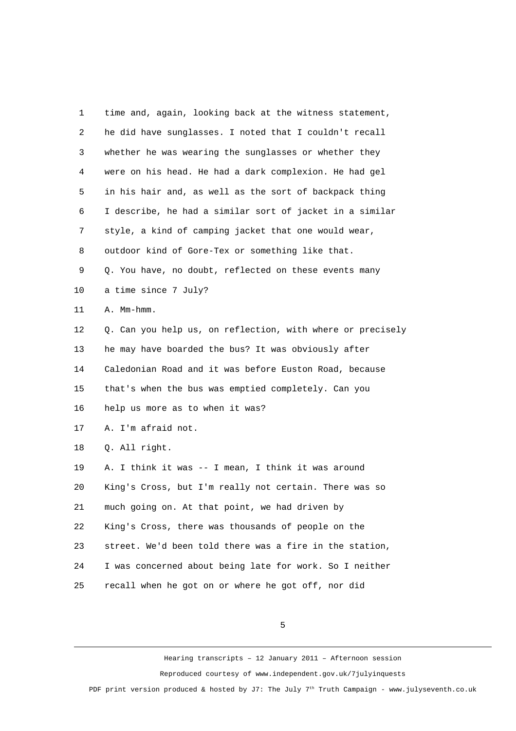1 time and, again, looking back at the witness statement,

2 he did have sunglasses. I noted that I couldn't recall

3 whether he was wearing the sunglasses or whether they

4 were on his head. He had a dark complexion. He had gel

5 in his hair and, as well as the sort of backpack thing

6 I describe, he had a similar sort of jacket in a similar

7 style, a kind of camping jacket that one would wear,

8 outdoor kind of Gore-Tex or something like that.

9 Q. You have, no doubt, reflected on these events many

10 a time since 7 July?

11 A. Mm-hmm.

12 Q. Can you help us, on reflection, with where or precisely

13 he may have boarded the bus? It was obviously after

14 Caledonian Road and it was before Euston Road, because

15 that's when the bus was emptied completely. Can you

16 help us more as to when it was?

17 A. I'm afraid not.

18 Q. All right.

19 A. I think it was -- I mean, I think it was around

20 King's Cross, but I'm really not certain. There was so

21 much going on. At that point, we had driven by

22 King's Cross, there was thousands of people on the

23 street. We'd been told there was a fire in the station,

24 I was concerned about being late for work. So I neither

25 recall when he got on or where he got off, nor did

Hearing transcripts – 12 January 2011 – Afternoon session

Reproduced courtesy of www.independent.gov.uk/7julyinquests

PDF print version produced & hosted by J7: The July 7th Truth Campaign - www.julyseventh.co.uk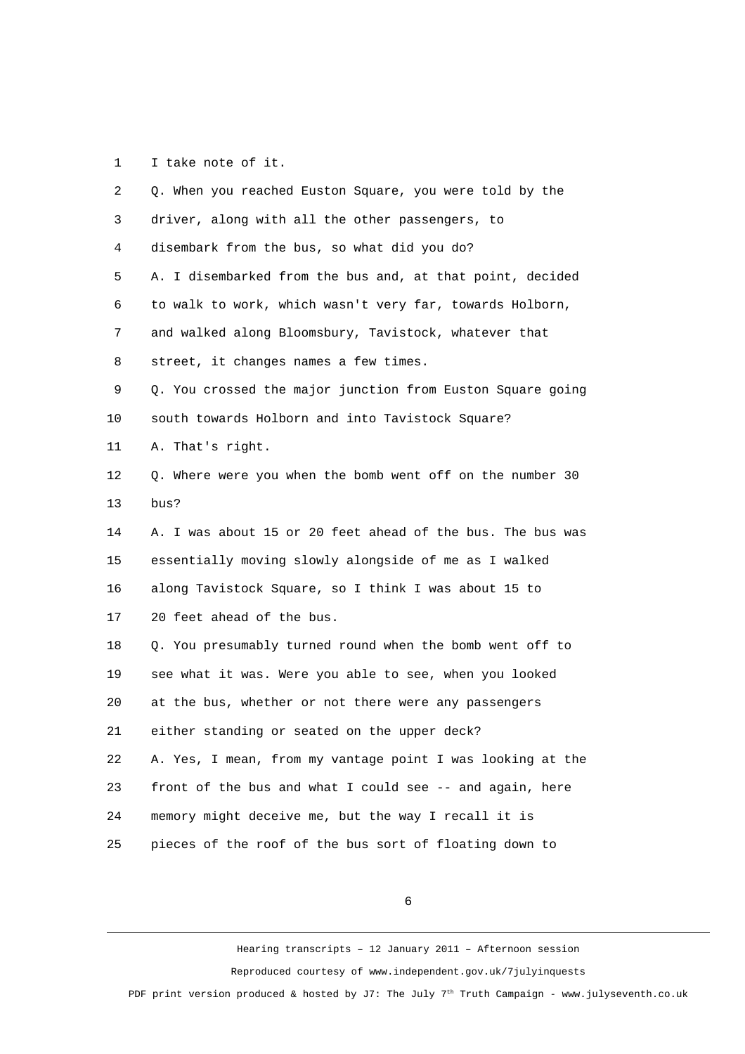1 I take note of it.

2 Q. When you reached Euston Square, you were told by the

3 driver, along with all the other passengers, to

4 disembark from the bus, so what did you do?

5 A. I disembarked from the bus and, at that point, decided

6 to walk to work, which wasn't very far, towards Holborn,

7 and walked along Bloomsbury, Tavistock, whatever that

8 street, it changes names a few times.

9 Q. You crossed the major junction from Euston Square going

10 south towards Holborn and into Tavistock Square?

11 A. That's right.

12 Q. Where were you when the bomb went off on the number 30

13 bus?

14 A. I was about 15 or 20 feet ahead of the bus. The bus was

15 essentially moving slowly alongside of me as I walked

16 along Tavistock Square, so I think I was about 15 to

17 20 feet ahead of the bus.

18 Q. You presumably turned round when the bomb went off to

19 see what it was. Were you able to see, when you looked

20 at the bus, whether or not there were any passengers

21 either standing or seated on the upper deck?

22 A. Yes, I mean, from my vantage point I was looking at the

23 front of the bus and what I could see -- and again, here

24 memory might deceive me, but the way I recall it is

25 pieces of the roof of the bus sort of floating down to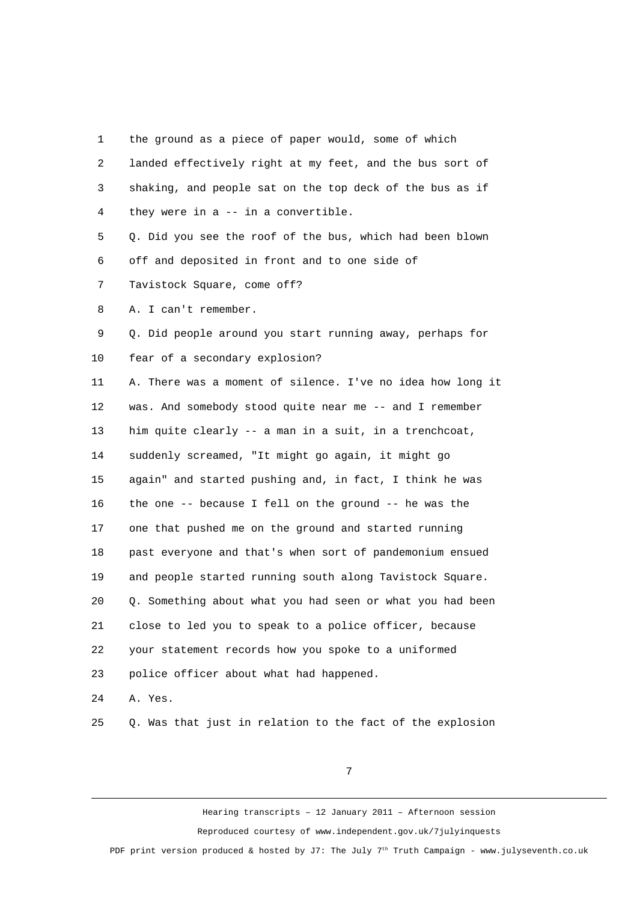the ground as a piece of paper would, some of which landed effectively right at my feet, and the bus sort of shaking, and people sat on the top deck of the bus as if they were in a -- in a convertible.

Q. Did you see the roof of the bus, which had been blown off and deposited in front and to one side of Tavistock Square, come off?

A. I can't remember.

Q. Did people around you start running away, perhaps for fear of a secondary explosion?

A. There was a moment of silence. I've no idea how long it was. And somebody stood quite near me -- and I remember him quite clearly -- a man in a suit, in a trenchcoat, suddenly screamed, "It might go again, it might go again" and started pushing and, in fact, I think he was the one -- because I fell on the ground -- he was the one that pushed me on the ground and started running past everyone and that's when sort of pandemonium ensued and people started running south along Tavistock Square.

Q. Something about what you had seen or what you had been close to led you to speak to a police officer, because your statement records how you spoke to a uniformed police officer about what had happened.

A. Yes.

Q. Was that just in relation to the fact of the explosion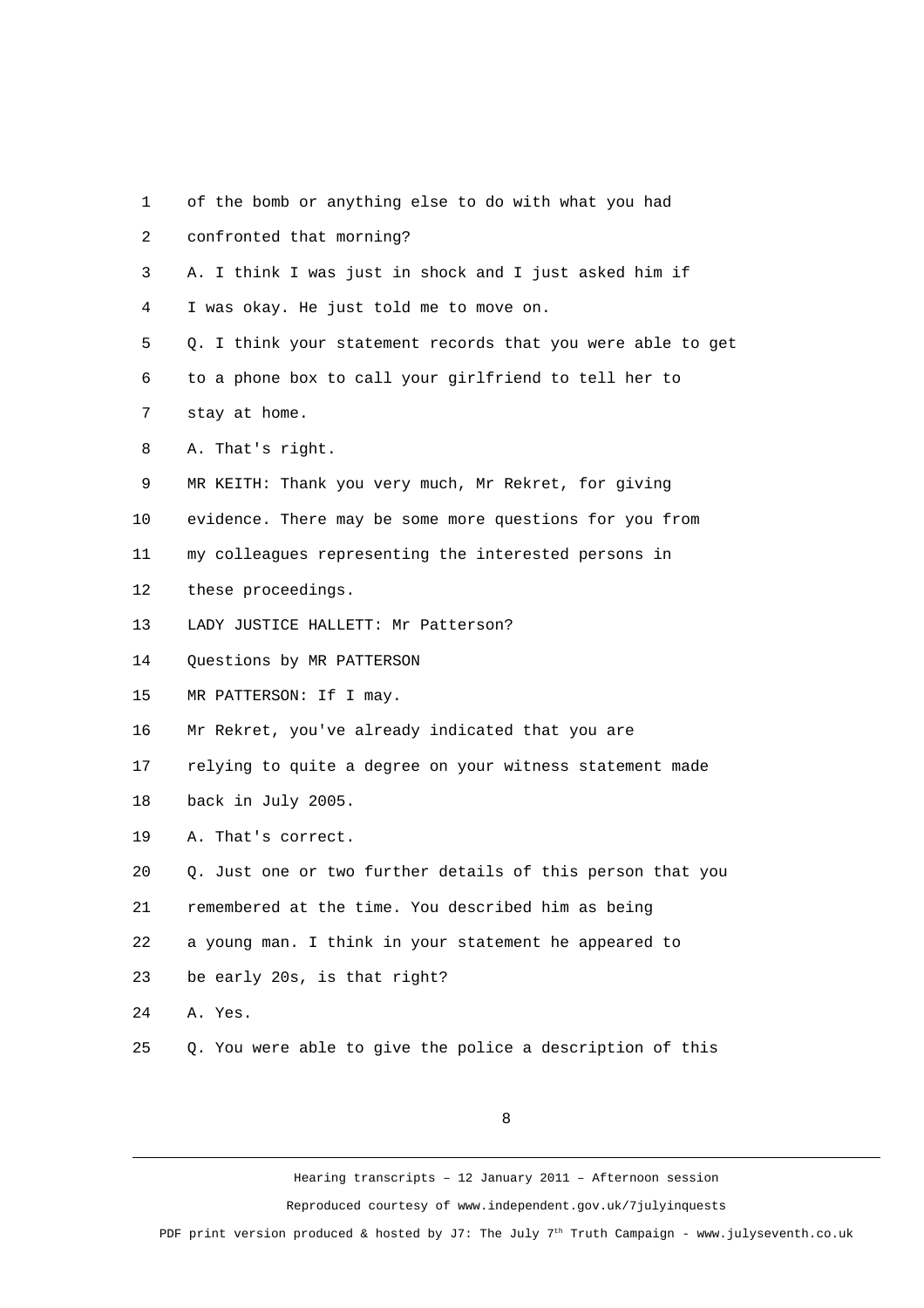1 of the bomb or anything else to do with what you had

2 confronted that morning?

3 A. I think I was just in shock and I just asked him if

4 I was okay. He just told me to move on.

5 Q. I think your statement records that you were able to get

6 to a phone box to call your girlfriend to tell her to

7 stay at home.

8 A. That's right.

9 MR KEITH: Thank you very much, Mr Rekret, for giving

10 evidence. There may be some more questions for you from

11 my colleagues representing the interested persons in

12 these proceedings.

13 LADY JUSTICE HALLETT: Mr Patterson?

14 Questions by MR PATTERSON

15 MR PATTERSON: If I may.

16 Mr Rekret, you've already indicated that you are

17 relying to quite a degree on your witness statement made

18 back in July 2005.

19 A. That's correct.

20 Q. Just one or two further details of this person that you

21 remembered at the time. You described him as being

22 a young man. I think in your statement he appeared to

23 be early 20s, is that right?

24 A. Yes.

25 Q. You were able to give the police a description of this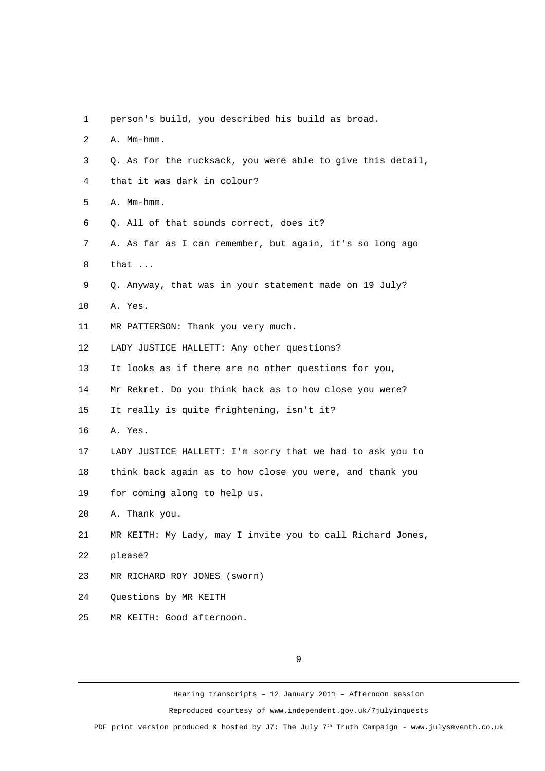1 person's build, you described his build as broad.

2 A. Mm-hmm.

3 Q. As for the rucksack, you were able to give this detail,

4 that it was dark in colour?

5 A. Mm-hmm.

6 Q. All of that sounds correct, does it?

7 A. As far as I can remember, but again, it's so long ago

8 that ...

9 Q. Anyway, that was in your statement made on 19 July?

10 A. Yes.

11 MR PATTERSON: Thank you very much.

12 LADY JUSTICE HALLETT: Any other questions?

13 It looks as if there are no other questions for you,

14 Mr Rekret. Do you think back as to how close you were?

15 It really is quite frightening, isn't it?

16 A. Yes.

17 LADY JUSTICE HALLETT: I'm sorry that we had to ask you to

18 think back again as to how close you were, and thank you

19 for coming along to help us.

20 A. Thank you.

21 MR KEITH: My Lady, may I invite you to call Richard Jones,

22 please?

23 MR RICHARD ROY JONES (sworn)

24 Questions by MR KEITH

25 MR KEITH: Good afternoon.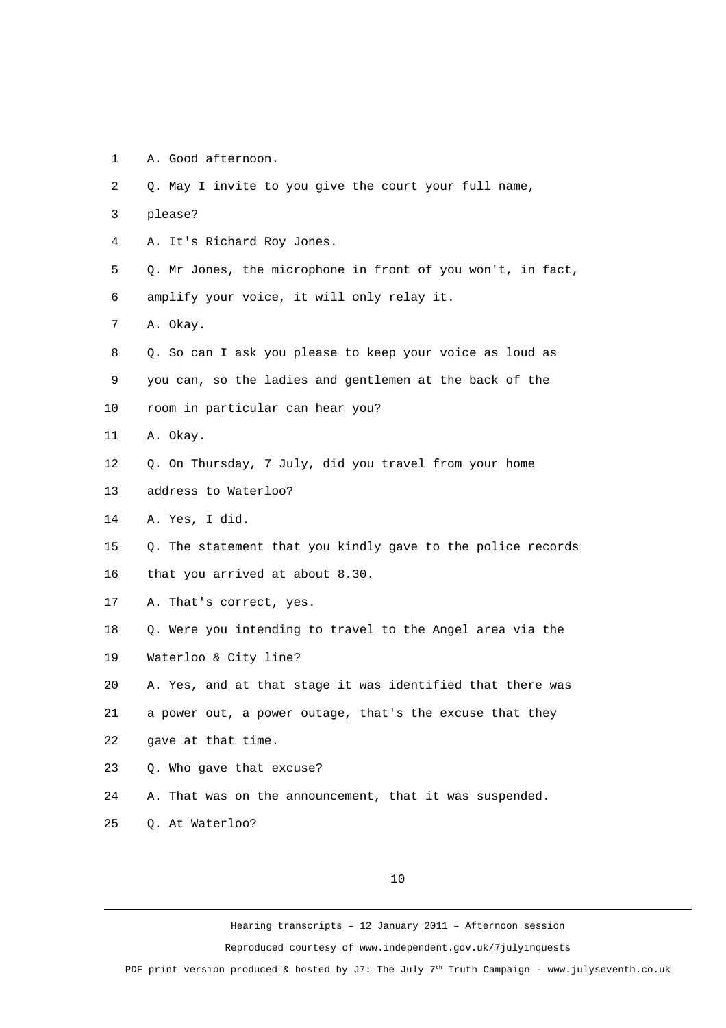1 A. Good afternoon.

2 Q. May I invite to you give the court your full name,

3 please?

4 A. It's Richard Roy Jones.

5 Q. Mr Jones, the microphone in front of you won't, in fact,

6 amplify your voice, it will only relay it.

7 A. Okay.

8 Q. So can I ask you please to keep your voice as loud as

9 you can, so the ladies and gentlemen at the back of the

10 room in particular can hear you?

11 A. Okay.

12 Q. On Thursday, 7 July, did you travel from your home

13 address to Waterloo?

14 A. Yes, I did.

15 Q. The statement that you kindly gave to the police records

16 that you arrived at about 8.30.

17 A. That's correct, yes.

18 Q. Were you intending to travel to the Angel area via the

19 Waterloo & City line?

20 A. Yes, and at that stage it was identified that there was

21 a power out, a power outage, that's the excuse that they

22 gave at that time.

23 Q. Who gave that excuse?

24 A. That was on the announcement, that it was suspended.

25 Q. At Waterloo?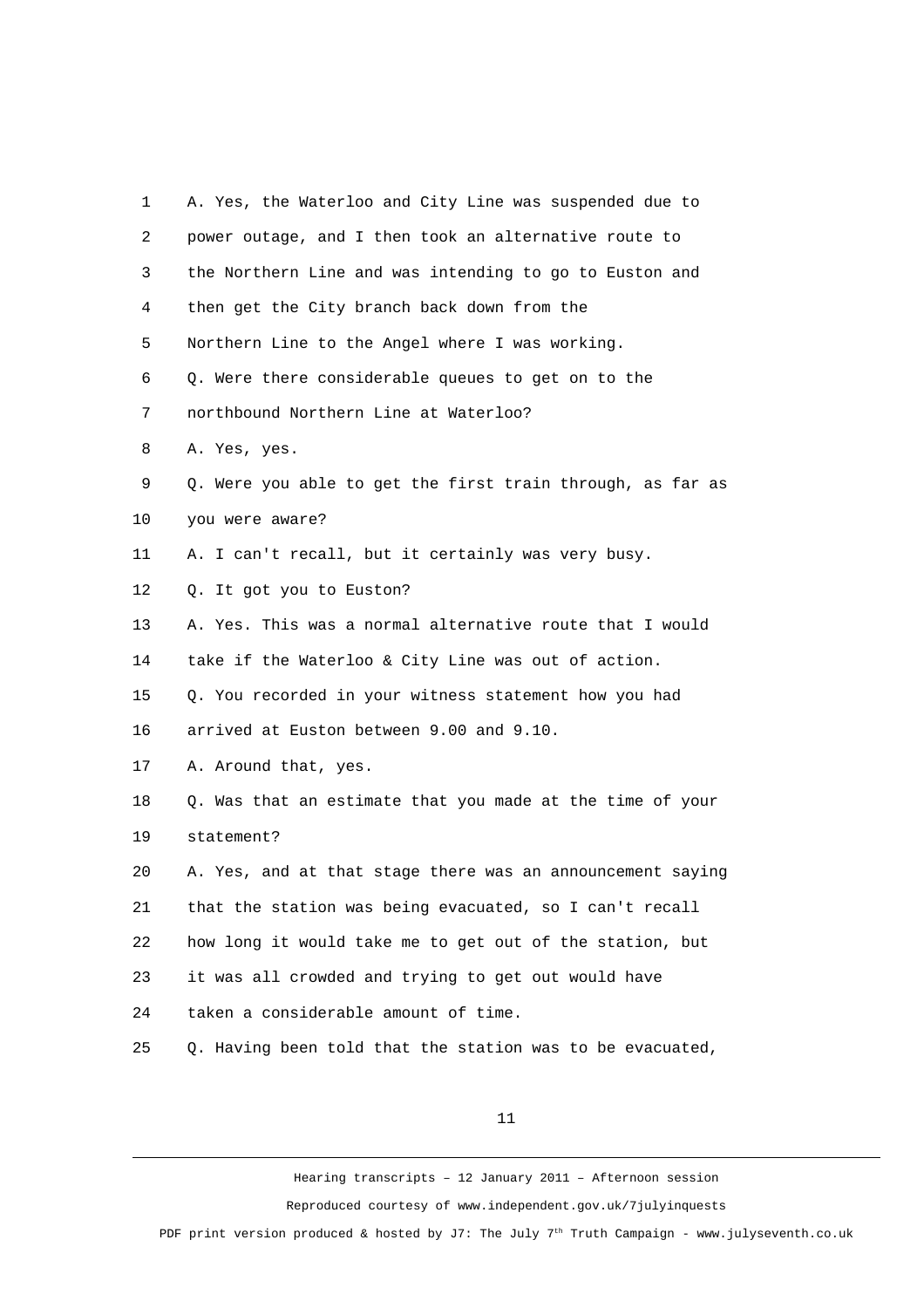1 A. Yes, the Waterloo and City Line was suspended due to
2 power outage, and I then took an alternative route to
3 the Northern Line and was intending to go to Euston and
4 then get the City branch back down from the
5 Northern Line to the Angel where I was working.
6 Q. Were there considerable queues to get on to the
7 northbound Northern Line at Waterloo?
8 A. Yes, yes.
9 Q. Were you able to get the first train through, as far as
10 you were aware?
11 A. I can't recall, but it certainly was very busy.
12 Q. It got you to Euston?
13 A. Yes. This was a normal alternative route that I would
14 take if the Waterloo & City Line was out of action.
15 Q. You recorded in your witness statement how you had
16 arrived at Euston between 9.00 and 9.10.
17 A. Around that, yes.
18 Q. Was that an estimate that you made at the time of your
19 statement?
20 A. Yes, and at that stage there was an announcement saying
21 that the station was being evacuated, so I can't recall
22 how long it would take me to get out of the station, but
23 it was all crowded and trying to get out would have
24 taken a considerable amount of time.
25 Q. Having been told that the station was to be evacuated,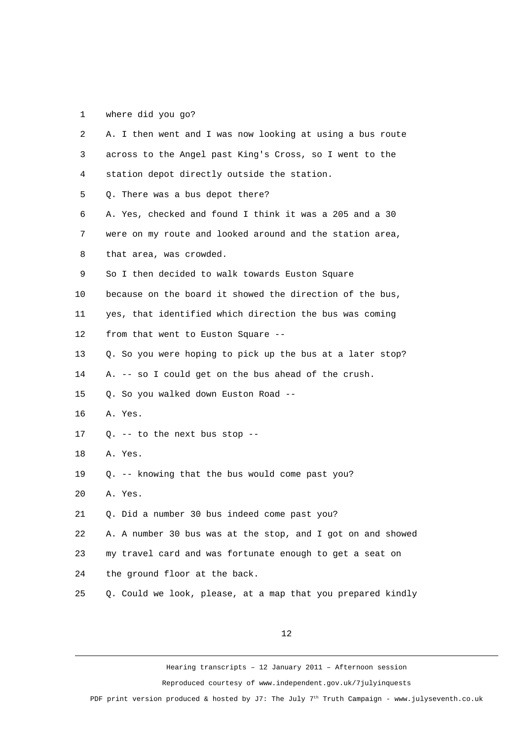1 where did you go?

2 A. I then went and I was now looking at using a bus route

3 across to the Angel past King's Cross, so I went to the

4 station depot directly outside the station.

5 Q. There was a bus depot there?

6 A. Yes, checked and found I think it was a 205 and a 30

7 were on my route and looked around and the station area,

8 that area, was crowded.

9 So I then decided to walk towards Euston Square

10 because on the board it showed the direction of the bus,

11 yes, that identified which direction the bus was coming

12 from that went to Euston Square --

13 Q. So you were hoping to pick up the bus at a later stop?

14 A. -- so I could get on the bus ahead of the crush.

15 Q. So you walked down Euston Road --

16 A. Yes.

17 Q. -- to the next bus stop --

18 A. Yes.

19 Q. -- knowing that the bus would come past you?

20 A. Yes.

21 Q. Did a number 30 bus indeed come past you?

22 A. A number 30 bus was at the stop, and I got on and showed

23 my travel card and was fortunate enough to get a seat on

24 the ground floor at the back.

25 Q. Could we look, please, at a map that you prepared kindly

Hearing transcripts – 12 January 2011 – Afternoon session

Reproduced courtesy of www.independent.gov.uk/7julyinquests

PDF print version produced & hosted by J7: The July 7th Truth Campaign - www.julyseventh.co.uk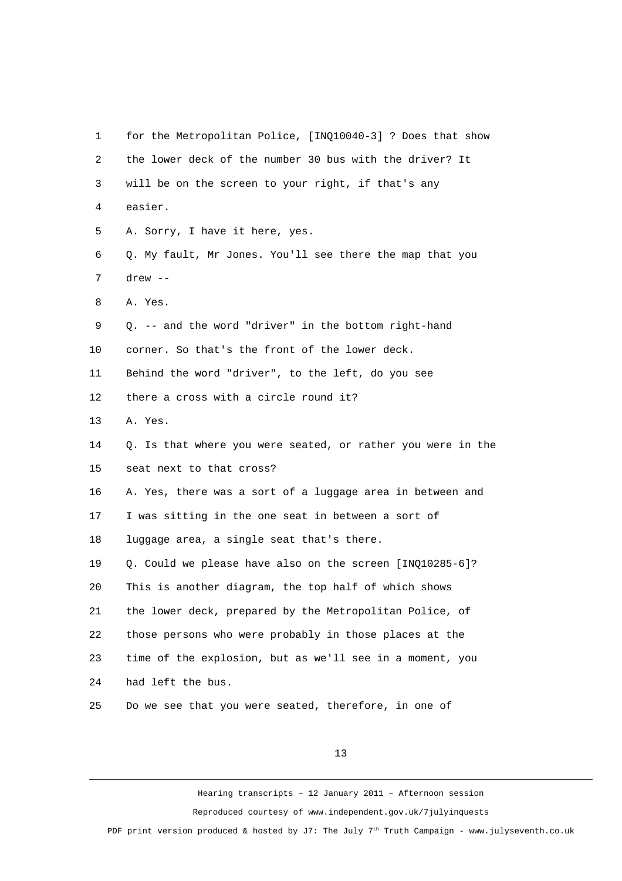for the Metropolitan Police, [INQ10040-3] ? Does that show the lower deck of the number 30 bus with the driver? It will be on the screen to your right, if that's any easier.

A. Sorry, I have it here, yes.

Q. My fault, Mr Jones. You'll see there the map that you drew --

A. Yes.

Q. -- and the word "driver" in the bottom right-hand corner. So that's the front of the lower deck. Behind the word "driver", to the left, do you see there a cross with a circle round it?

A. Yes.

Q. Is that where you were seated, or rather you were in the seat next to that cross?

A. Yes, there was a sort of a luggage area in between and I was sitting in the one seat in between a sort of luggage area, a single seat that's there.

Q. Could we please have also on the screen [INQ10285-6]? This is another diagram, the top half of which shows the lower deck, prepared by the Metropolitan Police, of those persons who were probably in those places at the time of the explosion, but as we'll see in a moment, you had left the bus.

Do we see that you were seated, therefore, in one of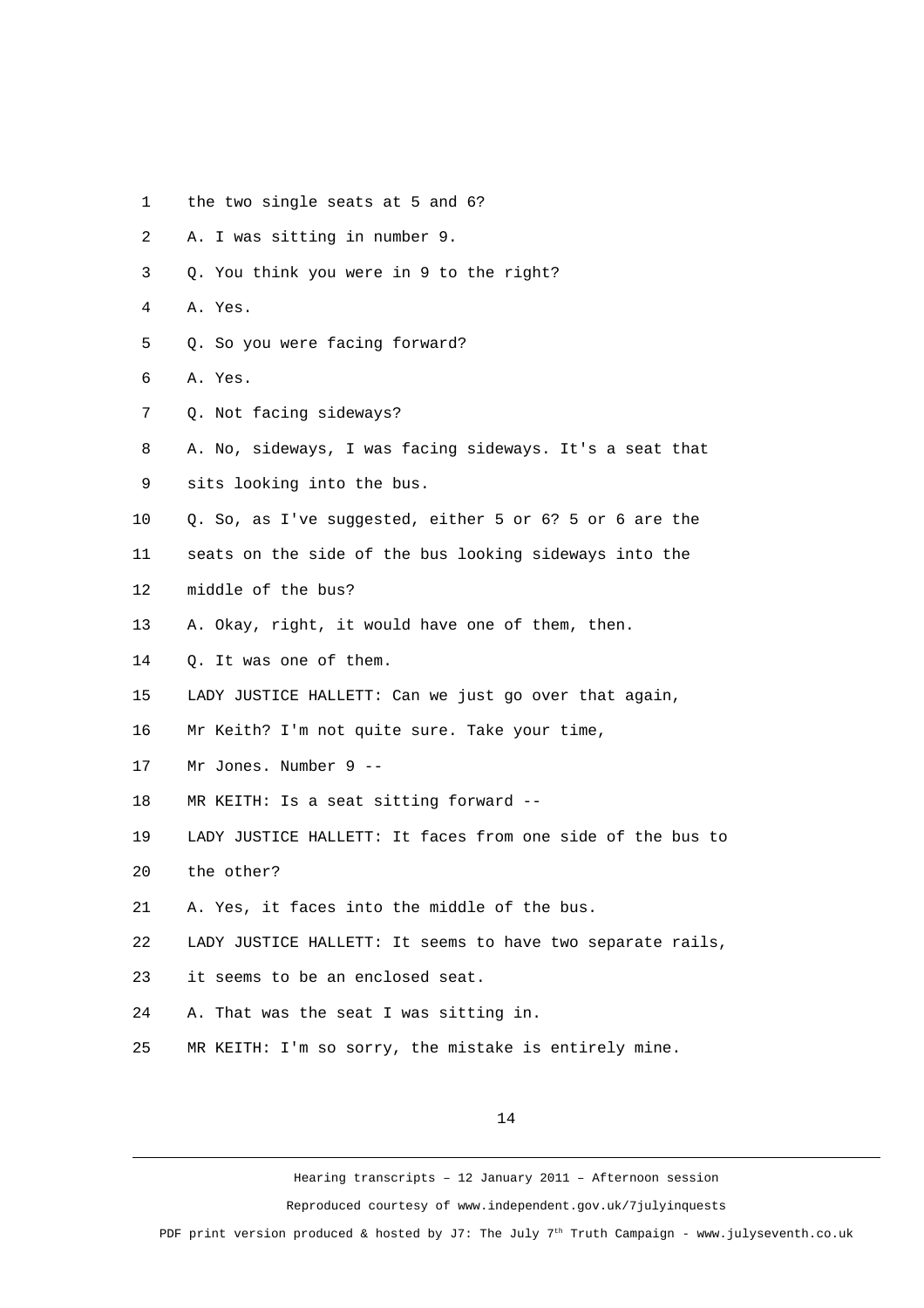1 the two single seats at 5 and 6?

2 A. I was sitting in number 9.

3 Q. You think you were in 9 to the right?

4 A. Yes.

5 Q. So you were facing forward?

6 A. Yes.

7 Q. Not facing sideways?

8 A. No, sideways, I was facing sideways. It's a seat that

9 sits looking into the bus.

10 Q. So, as I've suggested, either 5 or 6? 5 or 6 are the

11 seats on the side of the bus looking sideways into the

12 middle of the bus?

13 A. Okay, right, it would have one of them, then.

14 Q. It was one of them.

15 LADY JUSTICE HALLETT: Can we just go over that again,

16 Mr Keith? I'm not quite sure. Take your time,

17 Mr Jones. Number 9 --

18 MR KEITH: Is a seat sitting forward --

19 LADY JUSTICE HALLETT: It faces from one side of the bus to

20 the other?

21 A. Yes, it faces into the middle of the bus.

22 LADY JUSTICE HALLETT: It seems to have two separate rails,

23 it seems to be an enclosed seat.

24 A. That was the seat I was sitting in.

25 MR KEITH: I'm so sorry, the mistake is entirely mine.

Hearing transcripts – 12 January 2011 – Afternoon session

Reproduced courtesy of www.independent.gov.uk/7julyinquests

PDF print version produced & hosted by J7: The July 7th Truth Campaign - www.julyseventh.co.uk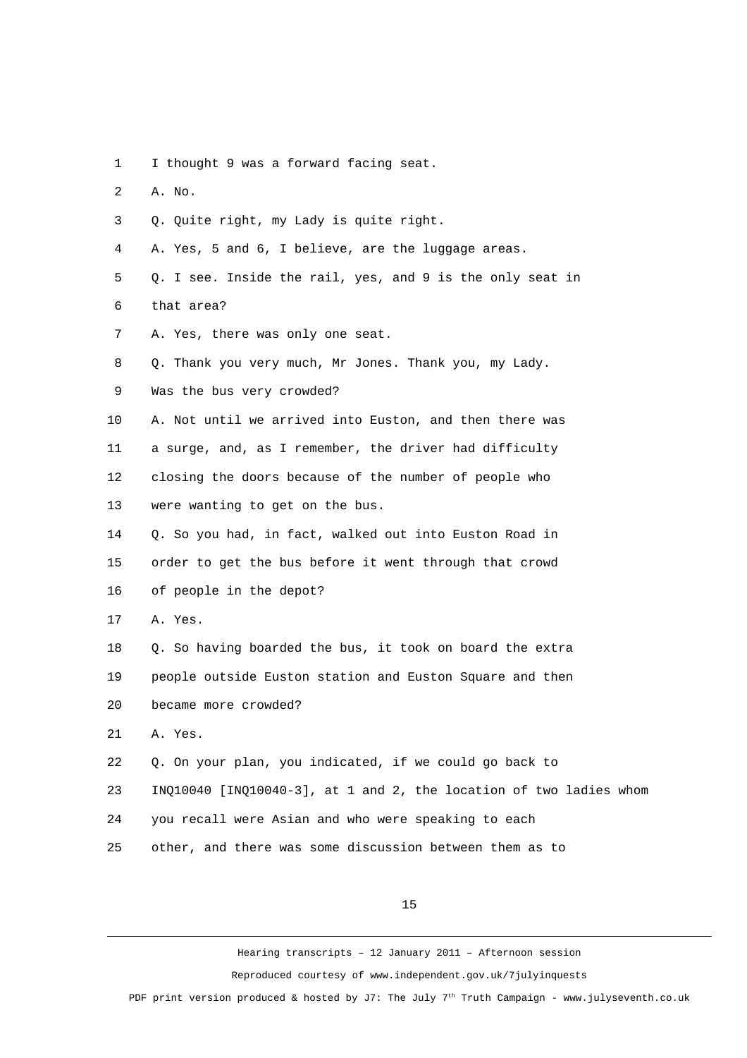1 I thought 9 was a forward facing seat.

2 A. No.

3 Q. Quite right, my Lady is quite right.

4 A. Yes, 5 and 6, I believe, are the luggage areas.

5 Q. I see. Inside the rail, yes, and 9 is the only seat in

6 that area?

7 A. Yes, there was only one seat.

8 Q. Thank you very much, Mr Jones. Thank you, my Lady.

9 Was the bus very crowded?

10 A. Not until we arrived into Euston, and then there was

11 a surge, and, as I remember, the driver had difficulty

12 closing the doors because of the number of people who

13 were wanting to get on the bus.

14 Q. So you had, in fact, walked out into Euston Road in

15 order to get the bus before it went through that crowd

16 of people in the depot?

17 A. Yes.

18 Q. So having boarded the bus, it took on board the extra

19 people outside Euston station and Euston Square and then

20 became more crowded?

21 A. Yes.

22 Q. On your plan, you indicated, if we could go back to

23 INQ10040 [INQ10040-3], at 1 and 2, the location of two ladies whom

24 you recall were Asian and who were speaking to each

25 other, and there was some discussion between them as to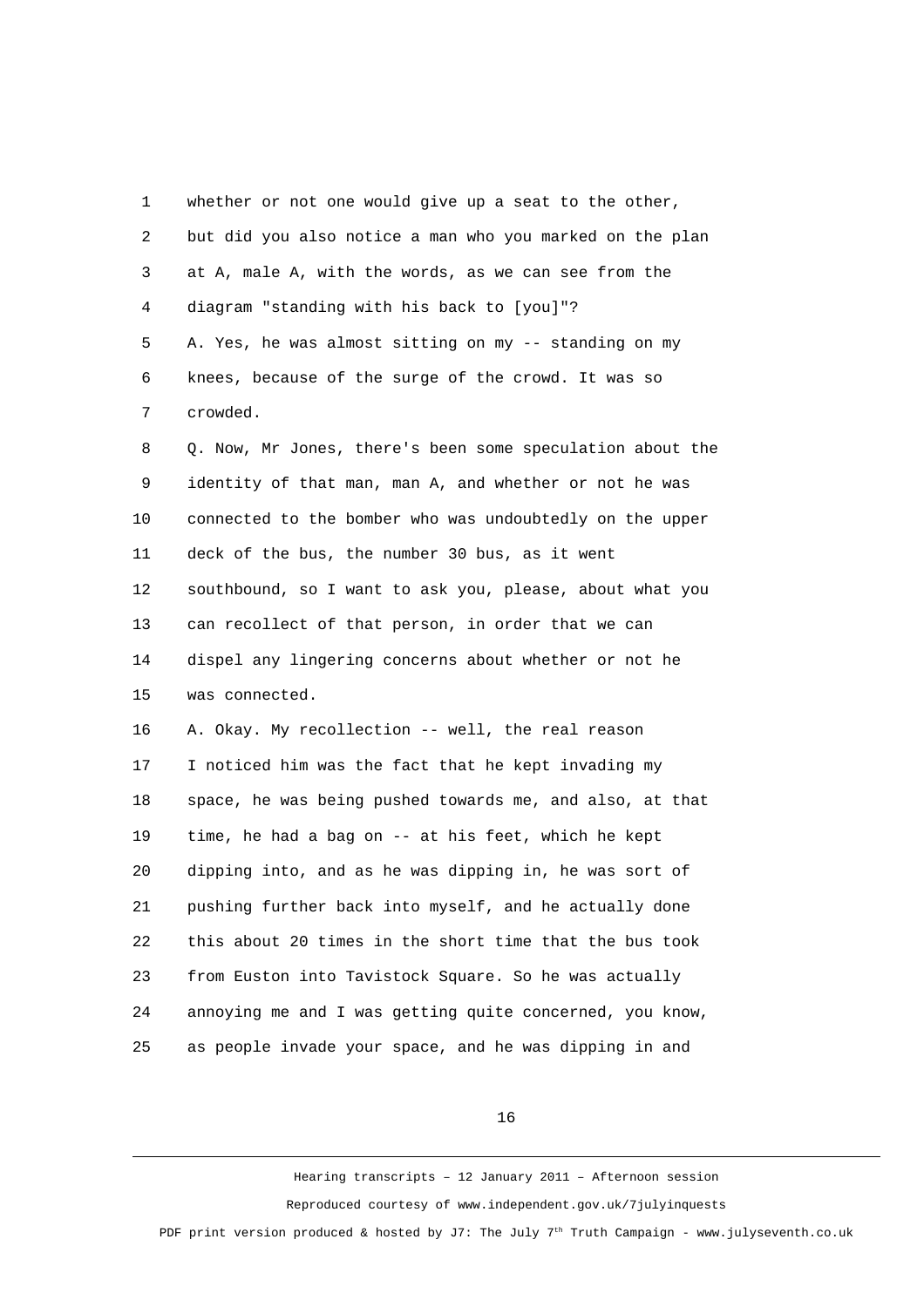1 whether or not one would give up a seat to the other,

2 but did you also notice a man who you marked on the plan

3 at A, male A, with the words, as we can see from the

4 diagram "standing with his back to [you]"?

5 A. Yes, he was almost sitting on my -- standing on my

6 knees, because of the surge of the crowd. It was so

7 crowded.

8 Q. Now, Mr Jones, there's been some speculation about the

9 identity of that man, man A, and whether or not he was

10 connected to the bomber who was undoubtedly on the upper

11 deck of the bus, the number 30 bus, as it went

12 southbound, so I want to ask you, please, about what you

13 can recollect of that person, in order that we can

14 dispel any lingering concerns about whether or not he

15 was connected.

16 A. Okay. My recollection -- well, the real reason

17 I noticed him was the fact that he kept invading my

18 space, he was being pushed towards me, and also, at that

19 time, he had a bag on -- at his feet, which he kept

20 dipping into, and as he was dipping in, he was sort of

21 pushing further back into myself, and he actually done

22 this about 20 times in the short time that the bus took

23 from Euston into Tavistock Square. So he was actually

24 annoying me and I was getting quite concerned, you know,

25 as people invade your space, and he was dipping in and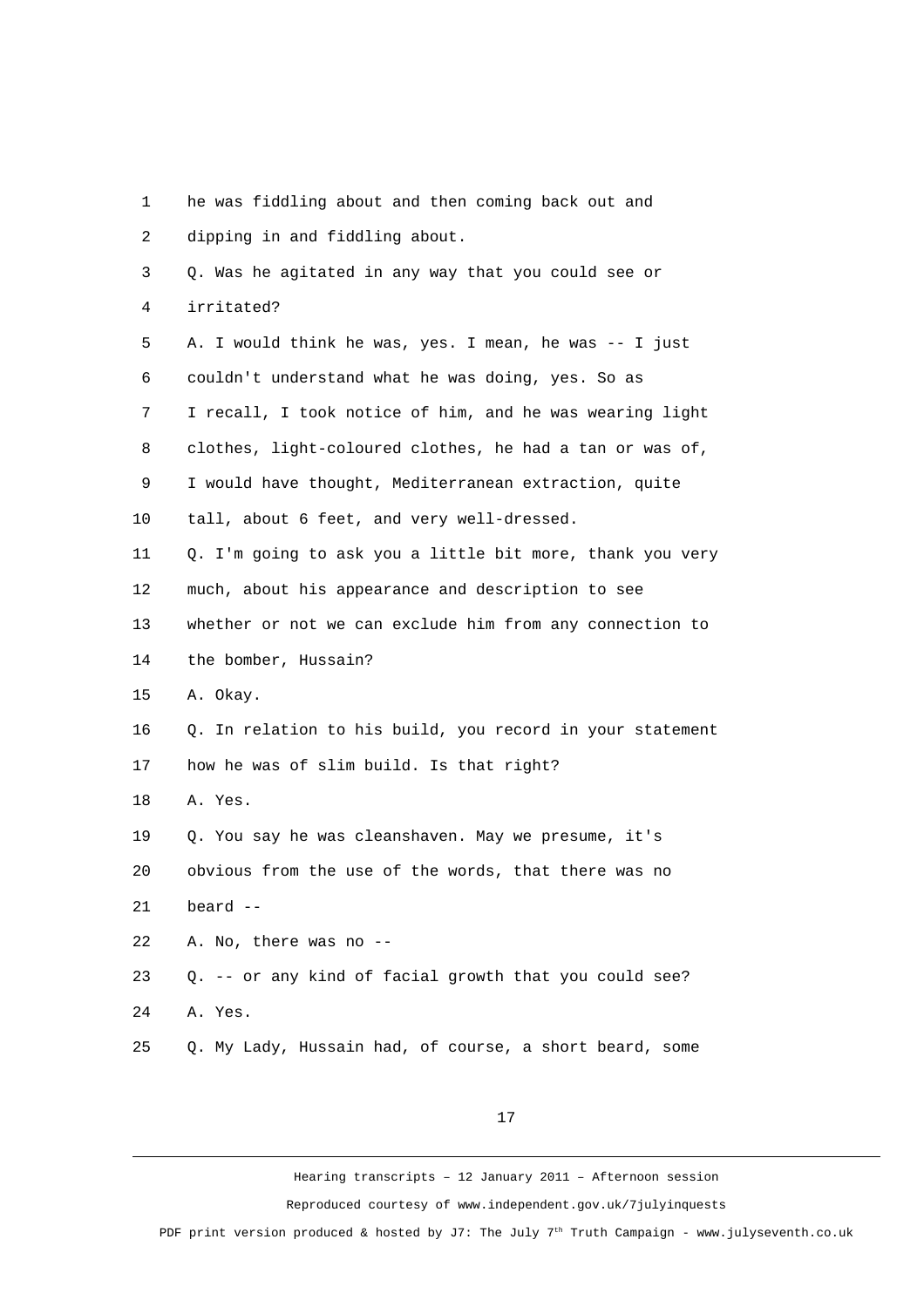1 he was fiddling about and then coming back out and

2 dipping in and fiddling about.

3 Q. Was he agitated in any way that you could see or

4 irritated?

5 A. I would think he was, yes. I mean, he was -- I just

6 couldn't understand what he was doing, yes. So as

7 I recall, I took notice of him, and he was wearing light

8 clothes, light-coloured clothes, he had a tan or was of,

9 I would have thought, Mediterranean extraction, quite

10 tall, about 6 feet, and very well-dressed.

11 Q. I'm going to ask you a little bit more, thank you very

12 much, about his appearance and description to see

13 whether or not we can exclude him from any connection to

14 the bomber, Hussain?

15 A. Okay.

16 Q. In relation to his build, you record in your statement

17 how he was of slim build. Is that right?

18 A. Yes.

19 Q. You say he was cleanshaven. May we presume, it's

20 obvious from the use of the words, that there was no

21 beard --

22 A. No, there was no --

23 Q. -- or any kind of facial growth that you could see?

24 A. Yes.

25 Q. My Lady, Hussain had, of course, a short beard, some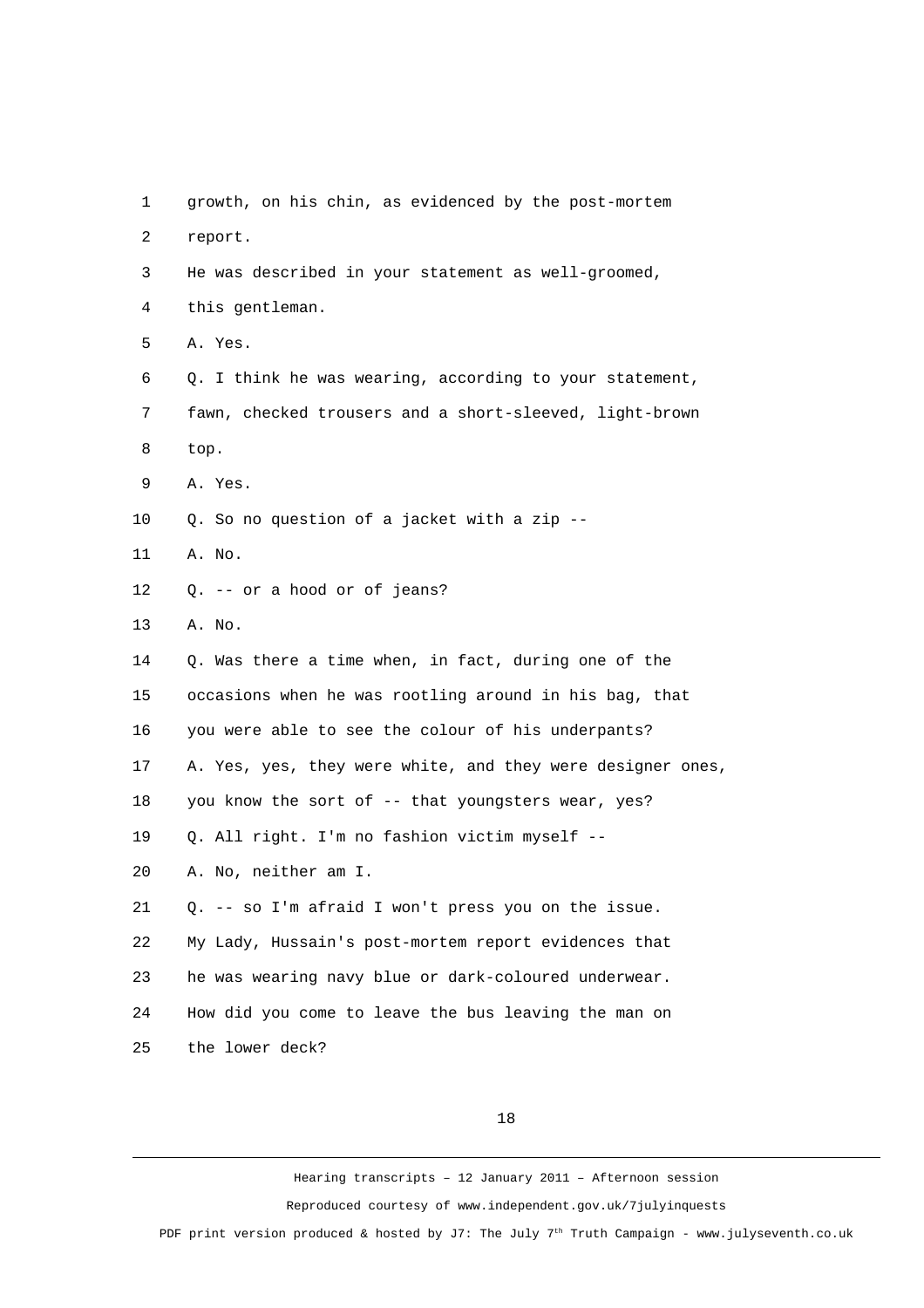growth, on his chin, as evidenced by the post-mortem report.

He was described in your statement as well-groomed, this gentleman.

A. Yes.

Q. I think he was wearing, according to your statement, fawn, checked trousers and a short-sleeved, light-brown top.

A. Yes.

Q. So no question of a jacket with a zip --

A. No.

Q. -- or a hood or of jeans?

A. No.

Q. Was there a time when, in fact, during one of the occasions when he was rootling around in his bag, that you were able to see the colour of his underpants?

A. Yes, yes, they were white, and they were designer ones, you know the sort of -- that youngsters wear, yes?

Q. All right. I'm no fashion victim myself --

A. No, neither am I.

Q. -- so I'm afraid I won't press you on the issue.

My Lady, Hussain's post-mortem report evidences that he was wearing navy blue or dark-coloured underwear.

How did you come to leave the bus leaving the man on the lower deck?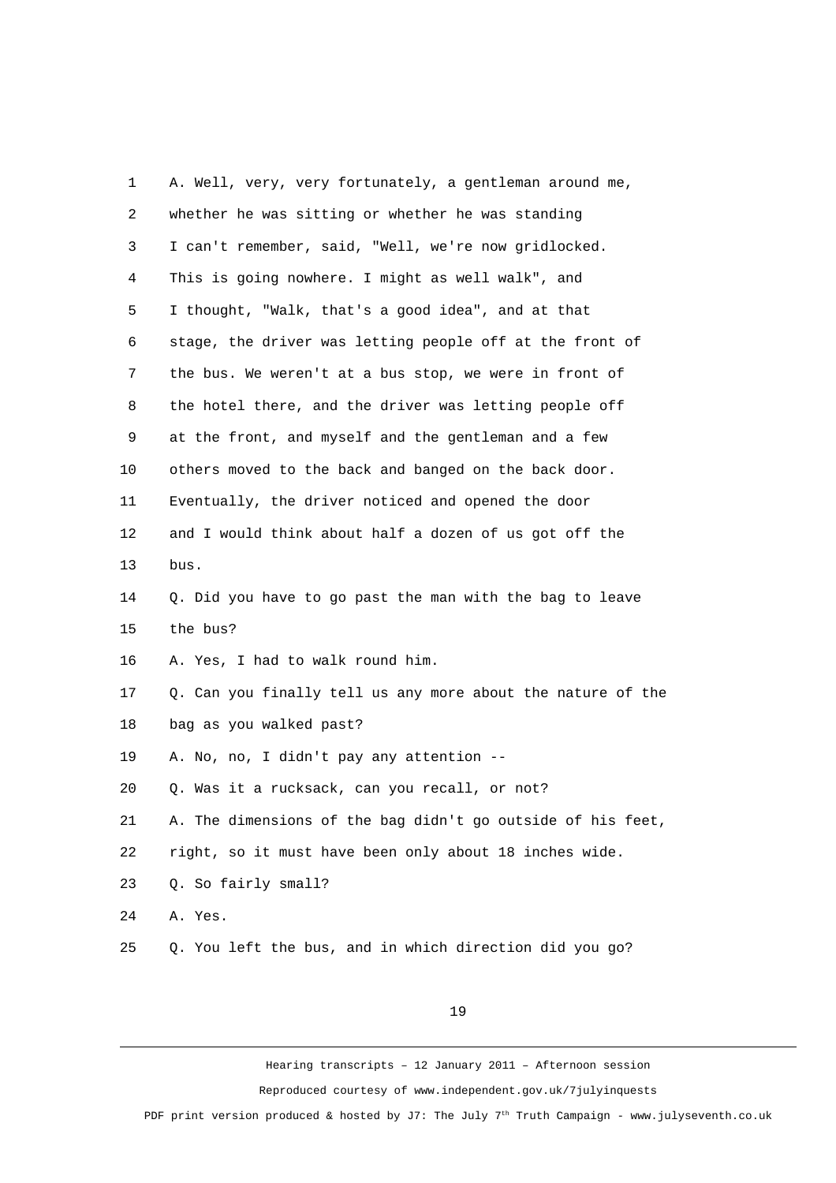A. Well, very, very fortunately, a gentleman around me, whether he was sitting or whether he was standing I can't remember, said, "Well, we're now gridlocked. This is going nowhere. I might as well walk", and I thought, "Walk, that's a good idea", and at that stage, the driver was letting people off at the front of the bus. We weren't at a bus stop, we were in front of the hotel there, and the driver was letting people off at the front, and myself and the gentleman and a few others moved to the back and banged on the back door. Eventually, the driver noticed and opened the door and I would think about half a dozen of us got off the bus.

Q. Did you have to go past the man with the bag to leave the bus?

A. Yes, I had to walk round him.

Q. Can you finally tell us any more about the nature of the bag as you walked past?

A. No, no, I didn't pay any attention --

Q. Was it a rucksack, can you recall, or not?

A. The dimensions of the bag didn't go outside of his feet, right, so it must have been only about 18 inches wide.

Q. So fairly small?

A. Yes.

Q. You left the bus, and in which direction did you go?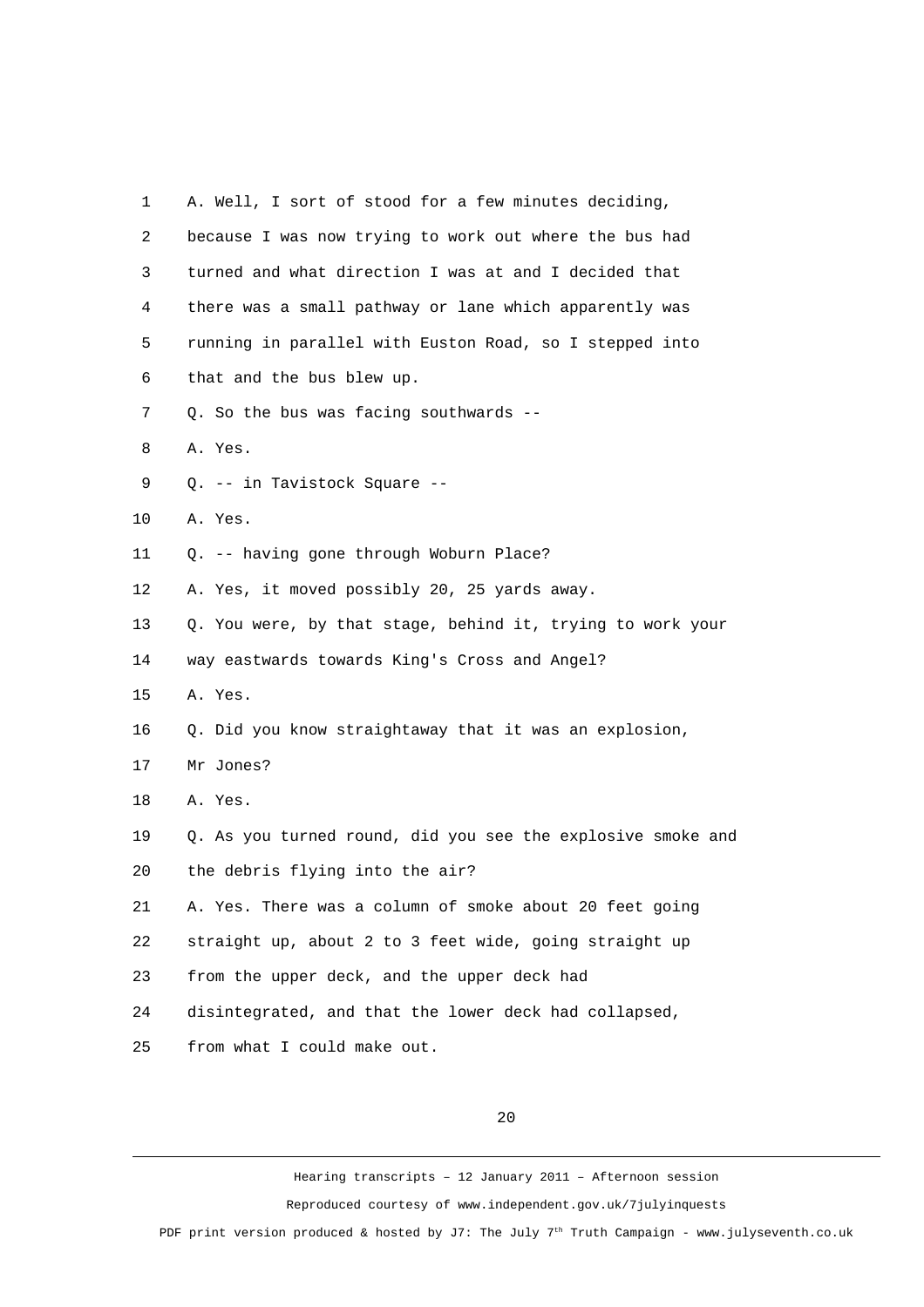A. Well, I sort of stood for a few minutes deciding, because I was now trying to work out where the bus had turned and what direction I was at and I decided that there was a small pathway or lane which apparently was running in parallel with Euston Road, so I stepped into that and the bus blew up.

Q. So the bus was facing southwards --

A. Yes.

Q. -- in Tavistock Square --

A. Yes.

Q. -- having gone through Woburn Place?

A. Yes, it moved possibly 20, 25 yards away.

Q. You were, by that stage, behind it, trying to work your way eastwards towards King's Cross and Angel?

A. Yes.

Q. Did you know straightaway that it was an explosion, Mr Jones?

A. Yes.

Q. As you turned round, did you see the explosive smoke and the debris flying into the air?

A. Yes. There was a column of smoke about 20 feet going straight up, about 2 to 3 feet wide, going straight up from the upper deck, and the upper deck had disintegrated, and that the lower deck had collapsed, from what I could make out.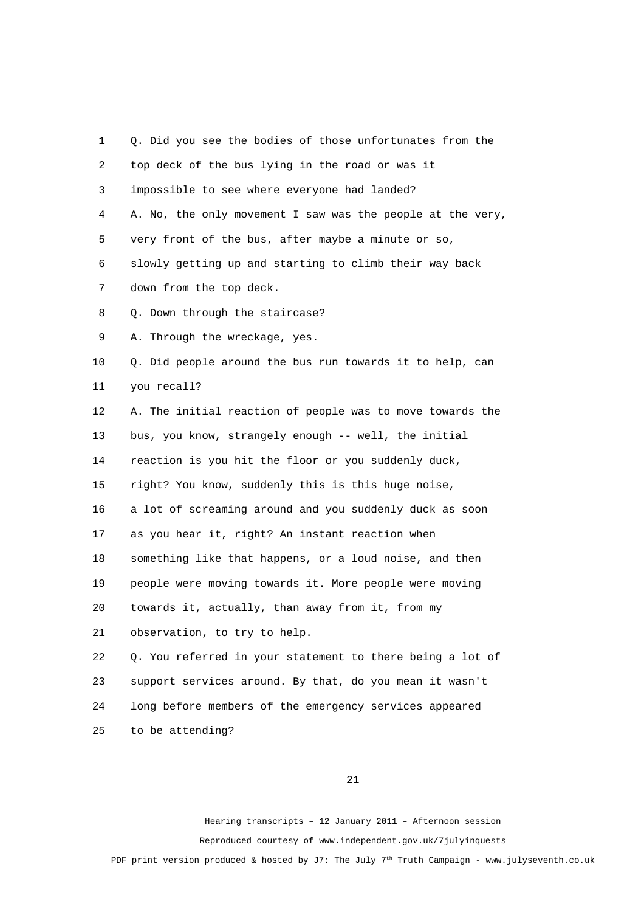Q. Did you see the bodies of those unfortunates from the top deck of the bus lying in the road or was it impossible to see where everyone had landed?

A. No, the only movement I saw was the people at the very, very front of the bus, after maybe a minute or so, slowly getting up and starting to climb their way back down from the top deck.

Q. Down through the staircase?

A. Through the wreckage, yes.

Q. Did people around the bus run towards it to help, can you recall?

A. The initial reaction of people was to move towards the bus, you know, strangely enough -- well, the initial reaction is you hit the floor or you suddenly duck, right? You know, suddenly this is this huge noise, a lot of screaming around and you suddenly duck as soon as you hear it, right? An instant reaction when something like that happens, or a loud noise, and then people were moving towards it. More people were moving towards it, actually, than away from it, from my observation, to try to help.

Q. You referred in your statement to there being a lot of support services around. By that, do you mean it wasn't long before members of the emergency services appeared to be attending?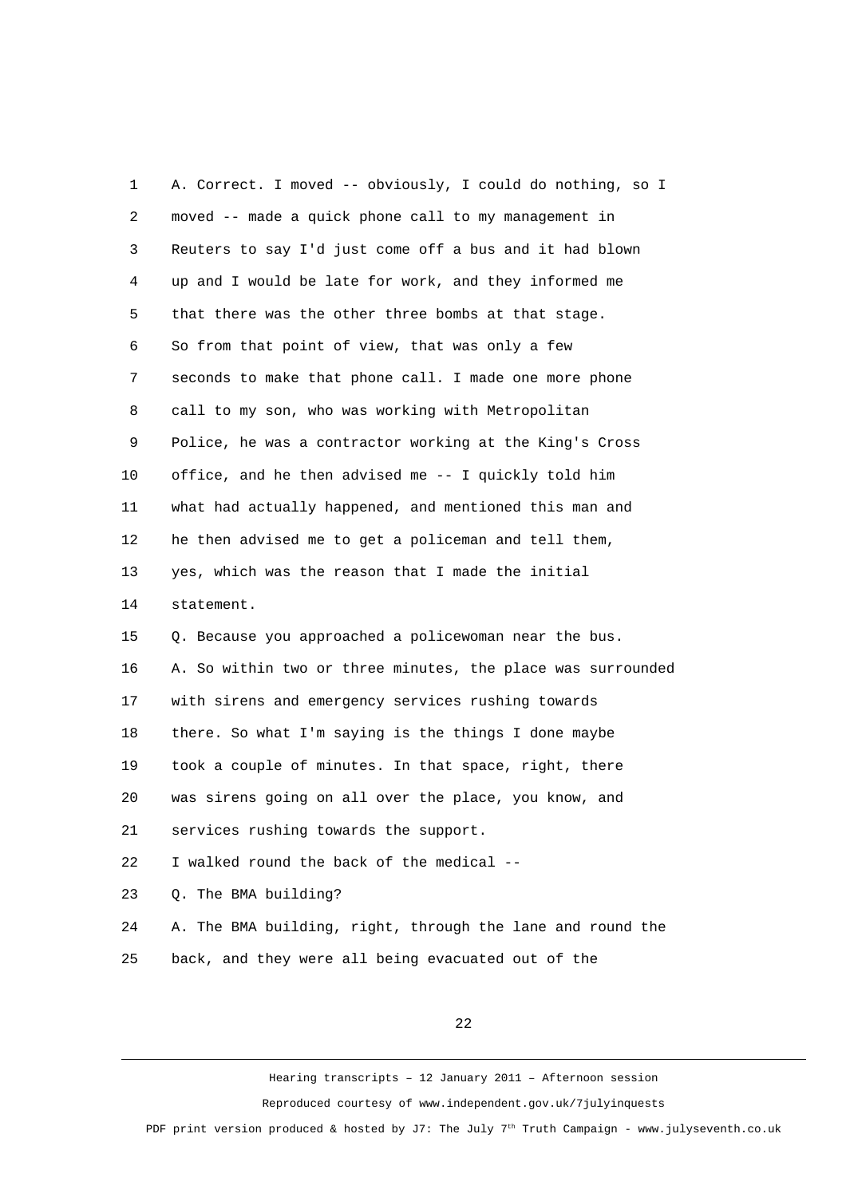1 A. Correct. I moved -- obviously, I could do nothing, so I

2 moved -- made a quick phone call to my management in

3 Reuters to say I'd just come off a bus and it had blown

4 up and I would be late for work, and they informed me

5 that there was the other three bombs at that stage.

6 So from that point of view, that was only a few

7 seconds to make that phone call. I made one more phone

8 call to my son, who was working with Metropolitan

9 Police, he was a contractor working at the King's Cross

10 office, and he then advised me -- I quickly told him

11 what had actually happened, and mentioned this man and

12 he then advised me to get a policeman and tell them,

13 yes, which was the reason that I made the initial

14 statement.

15 Q. Because you approached a policewoman near the bus.

16 A. So within two or three minutes, the place was surrounded

17 with sirens and emergency services rushing towards

18 there. So what I'm saying is the things I done maybe

19 took a couple of minutes. In that space, right, there

20 was sirens going on all over the place, you know, and

21 services rushing towards the support.

22 I walked round the back of the medical --

23 Q. The BMA building?

24 A. The BMA building, right, through the lane and round the

25 back, and they were all being evacuated out of the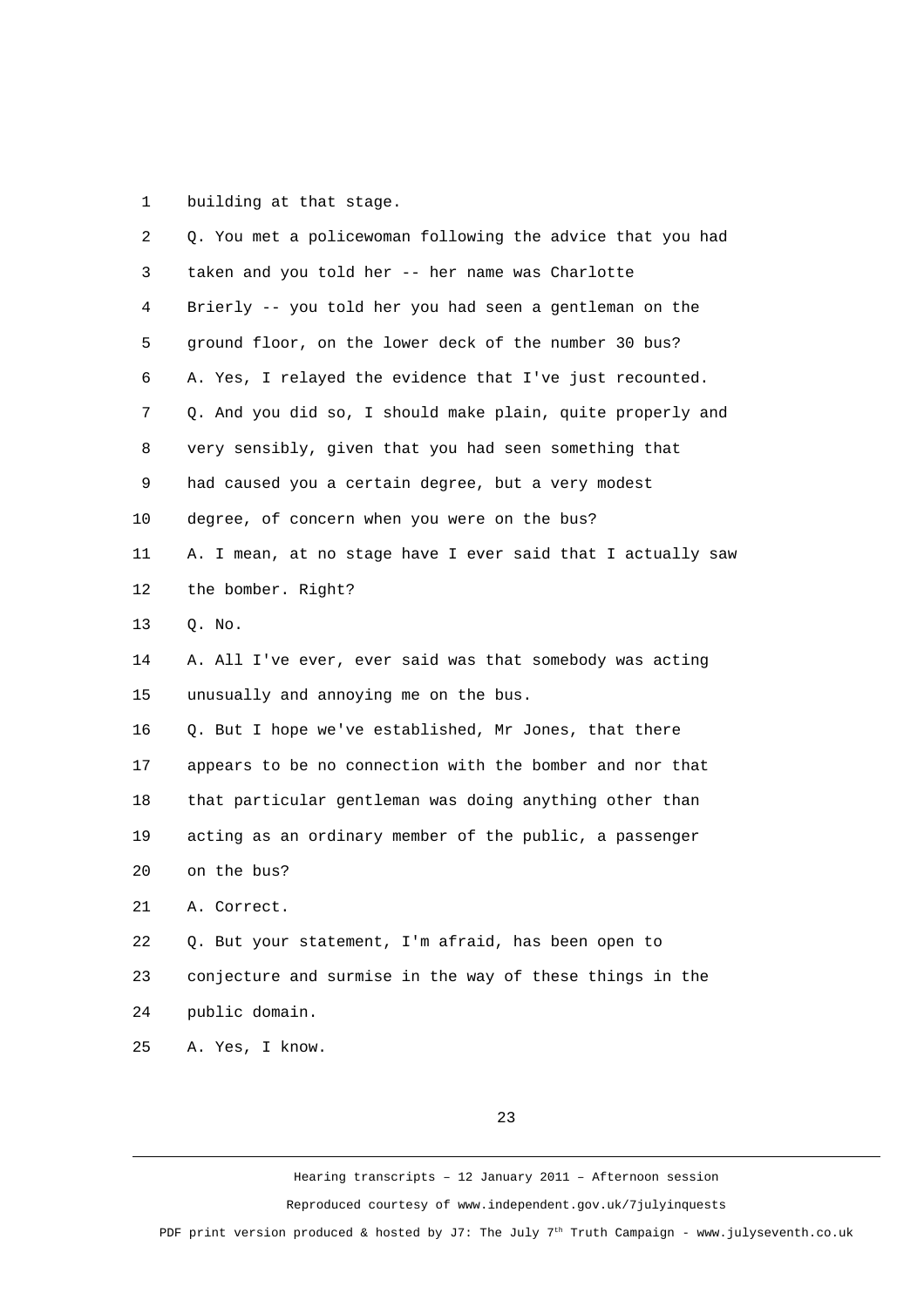1 building at that stage.

2 Q. You met a policewoman following the advice that you had

3 taken and you told her -- her name was Charlotte

4 Brierly -- you told her you had seen a gentleman on the

5 ground floor, on the lower deck of the number 30 bus?

6 A. Yes, I relayed the evidence that I've just recounted.

7 Q. And you did so, I should make plain, quite properly and

8 very sensibly, given that you had seen something that

9 had caused you a certain degree, but a very modest

10 degree, of concern when you were on the bus?

11 A. I mean, at no stage have I ever said that I actually saw

12 the bomber. Right?

13 Q. No.

14 A. All I've ever, ever said was that somebody was acting

15 unusually and annoying me on the bus.

16 Q. But I hope we've established, Mr Jones, that there

17 appears to be no connection with the bomber and nor that

18 that particular gentleman was doing anything other than

19 acting as an ordinary member of the public, a passenger

20 on the bus?

21 A. Correct.

22 Q. But your statement, I'm afraid, has been open to

23 conjecture and surmise in the way of these things in the

24 public domain.

25 A. Yes, I know.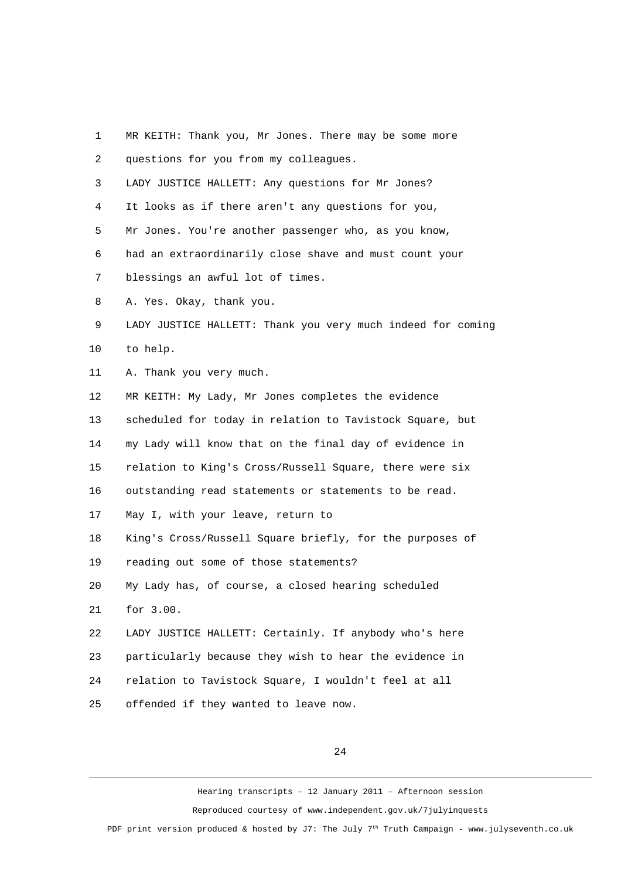1 MR KEITH: Thank you, Mr Jones. There may be some more
2 questions for you from my colleagues.
3 LADY JUSTICE HALLETT: Any questions for Mr Jones?
4 It looks as if there aren't any questions for you,
5 Mr Jones. You're another passenger who, as you know,
6 had an extraordinarily close shave and must count your
7 blessings an awful lot of times.
8 A. Yes. Okay, thank you.
9 LADY JUSTICE HALLETT: Thank you very much indeed for coming
10 to help.
11 A. Thank you very much.
12 MR KEITH: My Lady, Mr Jones completes the evidence
13 scheduled for today in relation to Tavistock Square, but
14 my Lady will know that on the final day of evidence in
15 relation to King's Cross/Russell Square, there were six
16 outstanding read statements or statements to be read.
17 May I, with your leave, return to
18 King's Cross/Russell Square briefly, for the purposes of
19 reading out some of those statements?
20 My Lady has, of course, a closed hearing scheduled
21 for 3.00.
22 LADY JUSTICE HALLETT: Certainly. If anybody who's here
23 particularly because they wish to hear the evidence in
24 relation to Tavistock Square, I wouldn't feel at all
25 offended if they wanted to leave now.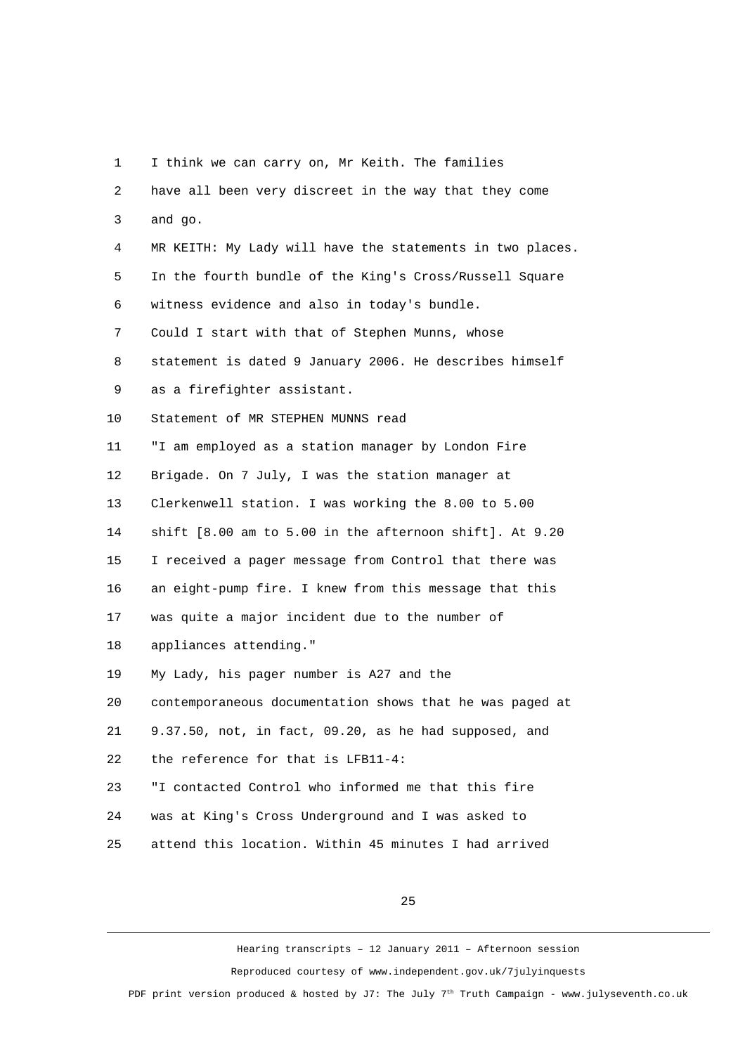I think we can carry on, Mr Keith. The families have all been very discreet in the way that they come and go.

MR KEITH: My Lady will have the statements in two places. In the fourth bundle of the King's Cross/Russell Square witness evidence and also in today's bundle.

Could I start with that of Stephen Munns, whose statement is dated 9 January 2006. He describes himself as a firefighter assistant.

Statement of MR STEPHEN MUNNS read

"I am employed as a station manager by London Fire Brigade. On 7 July, I was the station manager at Clerkenwell station. I was working the 8.00 to 5.00 shift [8.00 am to 5.00 in the afternoon shift]. At 9.20 I received a pager message from Control that there was an eight-pump fire. I knew from this message that this was quite a major incident due to the number of appliances attending."

My Lady, his pager number is A27 and the contemporaneous documentation shows that he was paged at 9.37.50, not, in fact, 09.20, as he had supposed, and the reference for that is LFB11-4:

"I contacted Control who informed me that this fire was at King's Cross Underground and I was asked to attend this location. Within 45 minutes I had arrived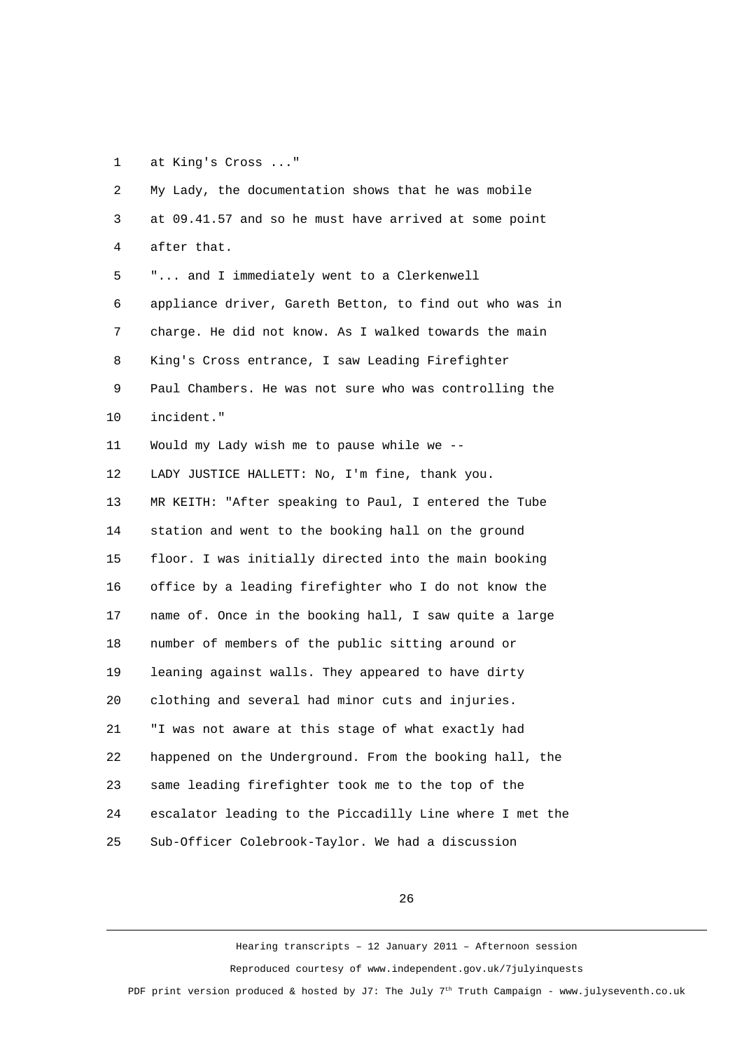at King's Cross ..."

My Lady, the documentation shows that he was mobile at 09.41.57 and so he must have arrived at some point after that.

"... and I immediately went to a Clerkenwell appliance driver, Gareth Betton, to find out who was in charge. He did not know. As I walked towards the main King's Cross entrance, I saw Leading Firefighter Paul Chambers. He was not sure who was controlling the incident."

Would my Lady wish me to pause while we --

LADY JUSTICE HALLETT: No, I'm fine, thank you.

MR KEITH: "After speaking to Paul, I entered the Tube station and went to the booking hall on the ground floor. I was initially directed into the main booking office by a leading firefighter who I do not know the name of. Once in the booking hall, I saw quite a large number of members of the public sitting around or leaning against walls. They appeared to have dirty clothing and several had minor cuts and injuries.

"I was not aware at this stage of what exactly had happened on the Underground. From the booking hall, the same leading firefighter took me to the top of the escalator leading to the Piccadilly Line where I met the Sub-Officer Colebrook-Taylor. We had a discussion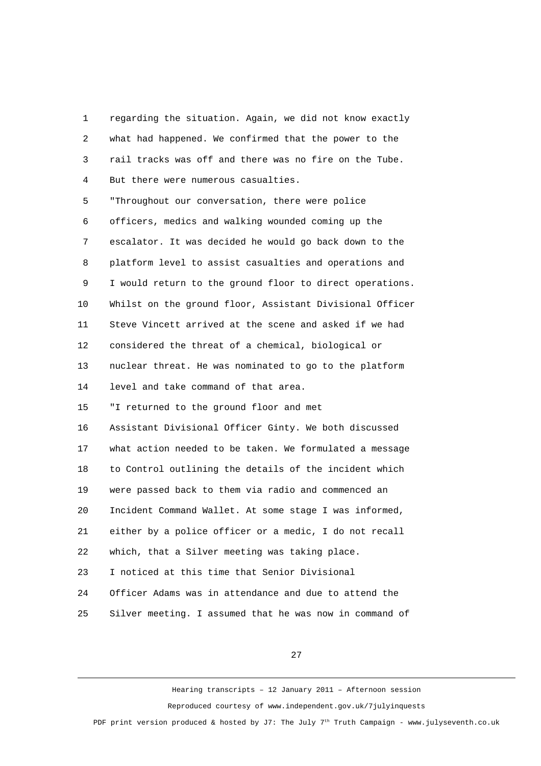regarding the situation. Again, we did not know exactly what had happened. We confirmed that the power to the rail tracks was off and there was no fire on the Tube. But there were numerous casualties.

"Throughout our conversation, there were police officers, medics and walking wounded coming up the escalator. It was decided he would go back down to the platform level to assist casualties and operations and I would return to the ground floor to direct operations. Whilst on the ground floor, Assistant Divisional Officer Steve Vincett arrived at the scene and asked if we had considered the threat of a chemical, biological or nuclear threat. He was nominated to go to the platform level and take command of that area.

"I returned to the ground floor and met Assistant Divisional Officer Ginty. We both discussed what action needed to be taken. We formulated a message to Control outlining the details of the incident which were passed back to them via radio and commenced an Incident Command Wallet. At some stage I was informed, either by a police officer or a medic, I do not recall which, that a Silver meeting was taking place. I noticed at this time that Senior Divisional Officer Adams was in attendance and due to attend the Silver meeting. I assumed that he was now in command of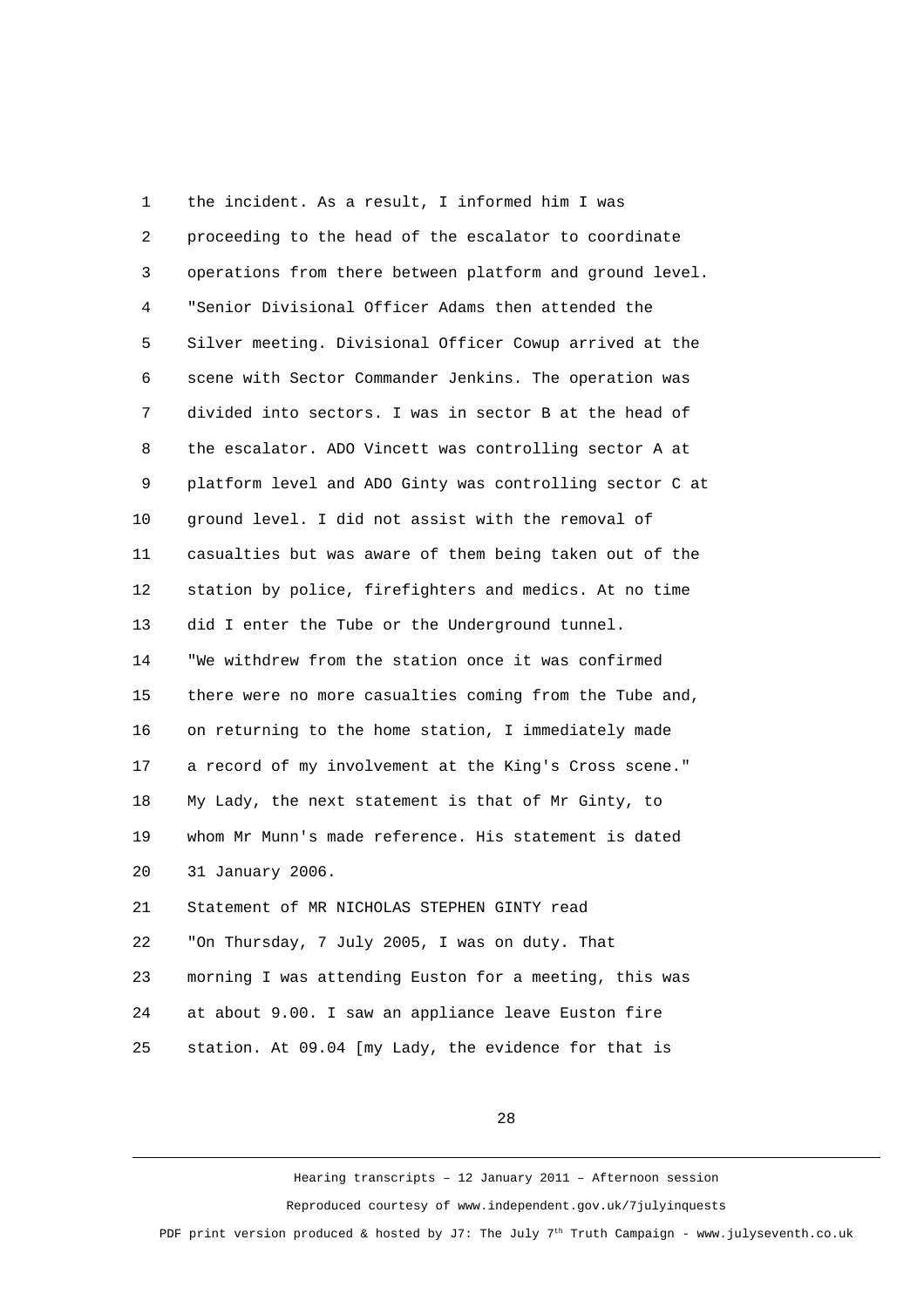the incident. As a result, I informed him I was proceeding to the head of the escalator to coordinate operations from there between platform and ground level.

"Senior Divisional Officer Adams then attended the Silver meeting. Divisional Officer Cowup arrived at the scene with Sector Commander Jenkins. The operation was divided into sectors. I was in sector B at the head of the escalator. ADO Vincett was controlling sector A at platform level and ADO Ginty was controlling sector C at ground level. I did not assist with the removal of casualties but was aware of them being taken out of the station by police, firefighters and medics. At no time did I enter the Tube or the Underground tunnel.

"We withdrew from the station once it was confirmed there were no more casualties coming from the Tube and, on returning to the home station, I immediately made a record of my involvement at the King's Cross scene."

My Lady, the next statement is that of Mr Ginty, to whom Mr Munn's made reference. His statement is dated 31 January 2006.

Statement of MR NICHOLAS STEPHEN GINTY read

"On Thursday, 7 July 2005, I was on duty. That morning I was attending Euston for a meeting, this was at about 9.00. I saw an appliance leave Euston fire station. At 09.04 [my Lady, the evidence for that is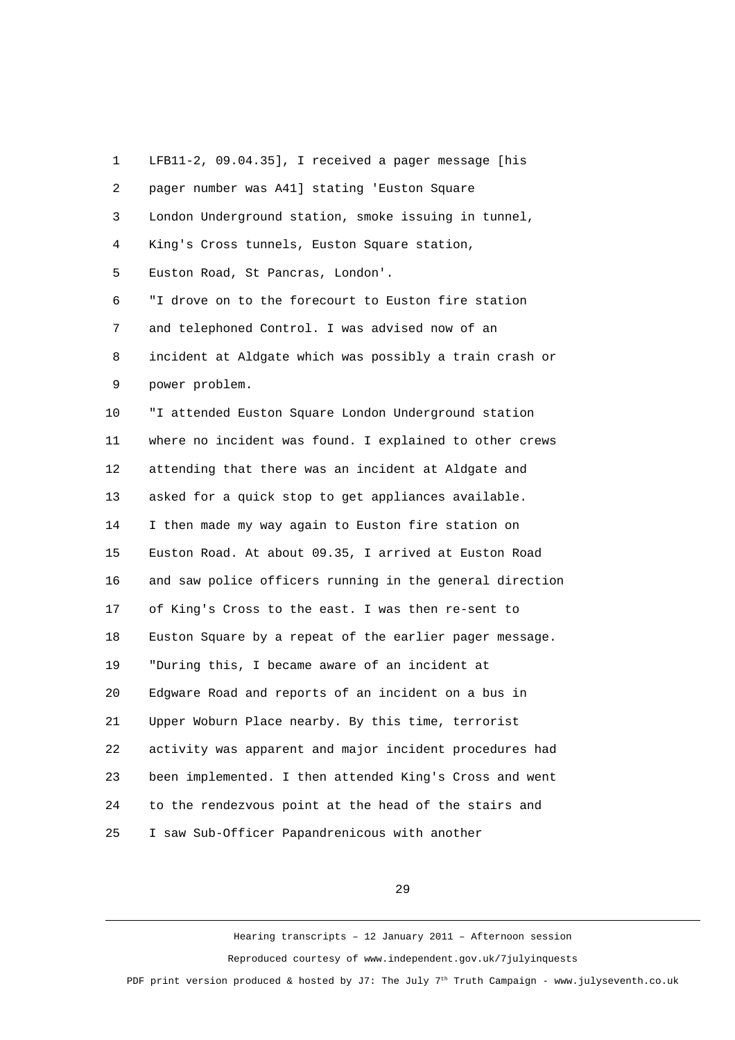LFB11-2, 09.04.35], I received a pager message [his pager number was A41] stating 'Euston Square London Underground station, smoke issuing in tunnel, King's Cross tunnels, Euston Square station, Euston Road, St Pancras, London'.

"I drove on to the forecourt to Euston fire station and telephoned Control. I was advised now of an incident at Aldgate which was possibly a train crash or power problem.

"I attended Euston Square London Underground station where no incident was found. I explained to other crews attending that there was an incident at Aldgate and asked for a quick stop to get appliances available. I then made my way again to Euston fire station on Euston Road. At about 09.35, I arrived at Euston Road and saw police officers running in the general direction of King's Cross to the east. I was then re-sent to Euston Square by a repeat of the earlier pager message.

"During this, I became aware of an incident at Edgware Road and reports of an incident on a bus in Upper Woburn Place nearby. By this time, terrorist activity was apparent and major incident procedures had been implemented. I then attended King's Cross and went to the rendezvous point at the head of the stairs and I saw Sub-Officer Papandrenicous with another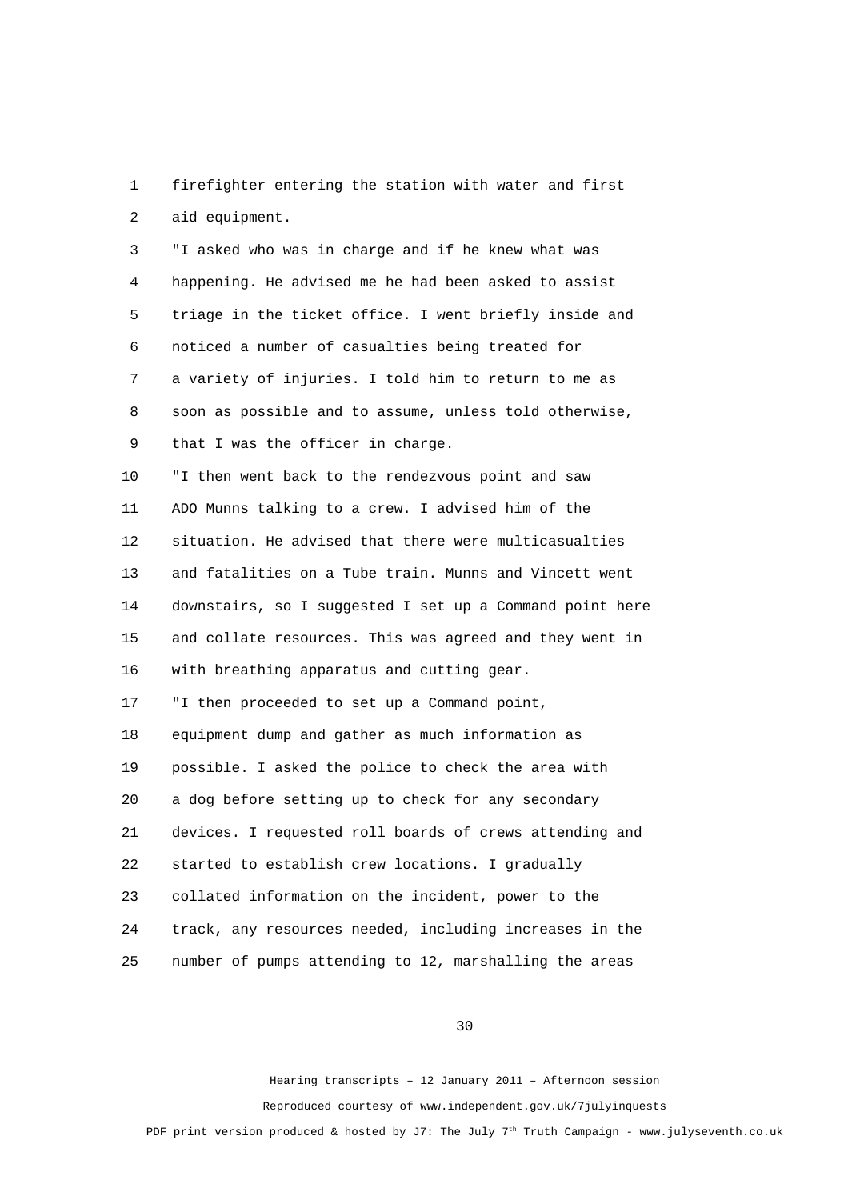firefighter entering the station with water and first aid equipment.

"I asked who was in charge and if he knew what was happening. He advised me he had been asked to assist triage in the ticket office. I went briefly inside and noticed a number of casualties being treated for a variety of injuries. I told him to return to me as soon as possible and to assume, unless told otherwise, that I was the officer in charge.

"I then went back to the rendezvous point and saw ADO Munns talking to a crew. I advised him of the situation. He advised that there were multicasualties and fatalities on a Tube train. Munns and Vincett went downstairs, so I suggested I set up a Command point here and collate resources. This was agreed and they went in with breathing apparatus and cutting gear.

"I then proceeded to set up a Command point, equipment dump and gather as much information as possible. I asked the police to check the area with a dog before setting up to check for any secondary devices. I requested roll boards of crews attending and started to establish crew locations. I gradually collated information on the incident, power to the track, any resources needed, including increases in the number of pumps attending to 12, marshalling the areas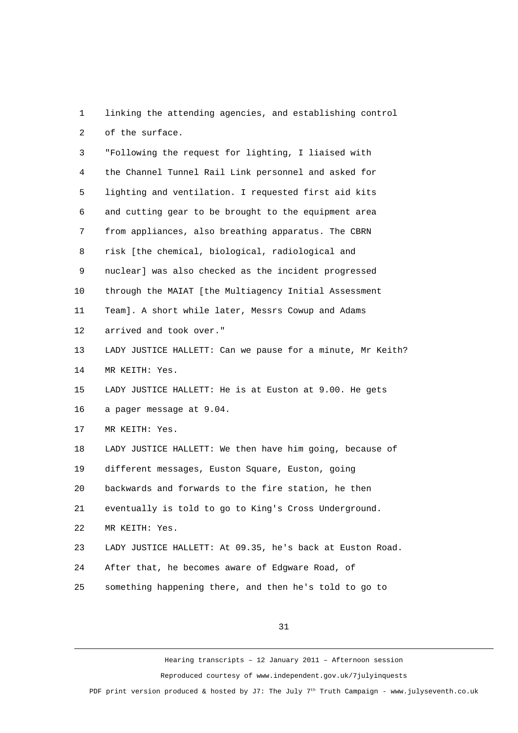linking the attending agencies, and establishing control of the surface.

"Following the request for lighting, I liaised with the Channel Tunnel Rail Link personnel and asked for lighting and ventilation. I requested first aid kits and cutting gear to be brought to the equipment area from appliances, also breathing apparatus. The CBRN risk [the chemical, biological, radiological and nuclear] was also checked as the incident progressed through the MAIAT [the Multiagency Initial Assessment Team]. A short while later, Messrs Cowup and Adams arrived and took over."

LADY JUSTICE HALLETT: Can we pause for a minute, Mr Keith?

MR KEITH: Yes.

LADY JUSTICE HALLETT: He is at Euston at 9.00. He gets a pager message at 9.04.

MR KEITH: Yes.

LADY JUSTICE HALLETT: We then have him going, because of different messages, Euston Square, Euston, going backwards and forwards to the fire station, he then eventually is told to go to King's Cross Underground.

MR KEITH: Yes.

LADY JUSTICE HALLETT: At 09.35, he's back at Euston Road. After that, he becomes aware of Edgware Road, of something happening there, and then he's told to go to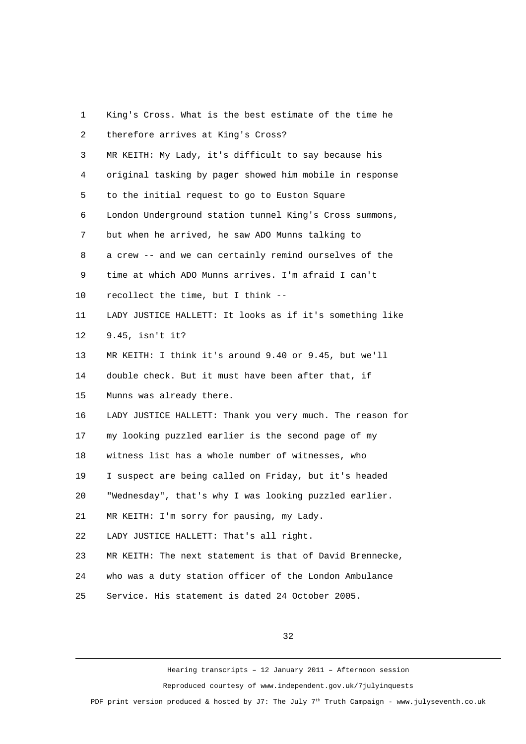1 King's Cross. What is the best estimate of the time he
2 therefore arrives at King's Cross?
3 MR KEITH: My Lady, it's difficult to say because his
4 original tasking by pager showed him mobile in response
5 to the initial request to go to Euston Square
6 London Underground station tunnel King's Cross summons,
7 but when he arrived, he saw ADO Munns talking to
8 a crew -- and we can certainly remind ourselves of the
9 time at which ADO Munns arrives. I'm afraid I can't
10 recollect the time, but I think --
11 LADY JUSTICE HALLETT: It looks as if it's something like
12 9.45, isn't it?
13 MR KEITH: I think it's around 9.40 or 9.45, but we'll
14 double check. But it must have been after that, if
15 Munns was already there.
16 LADY JUSTICE HALLETT: Thank you very much. The reason for
17 my looking puzzled earlier is the second page of my
18 witness list has a whole number of witnesses, who
19 I suspect are being called on Friday, but it's headed
20 "Wednesday", that's why I was looking puzzled earlier.
21 MR KEITH: I'm sorry for pausing, my Lady.
22 LADY JUSTICE HALLETT: That's all right.
23 MR KEITH: The next statement is that of David Brennecke,
24 who was a duty station officer of the London Ambulance
25 Service. His statement is dated 24 October 2005.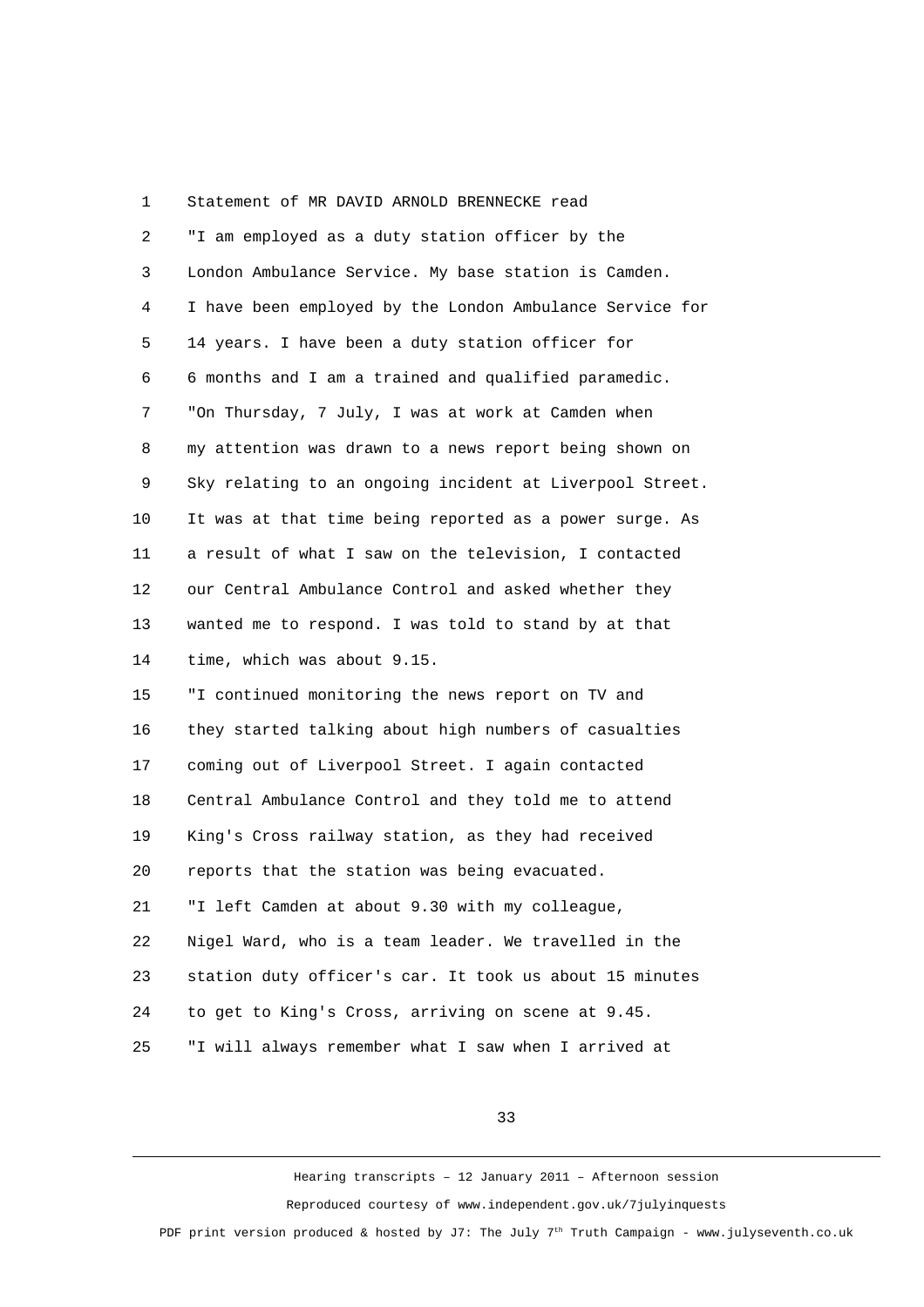Statement of MR DAVID ARNOLD BRENNECKE read

"I am employed as a duty station officer by the London Ambulance Service. My base station is Camden. I have been employed by the London Ambulance Service for 14 years. I have been a duty station officer for 6 months and I am a trained and qualified paramedic.

"On Thursday, 7 July, I was at work at Camden when my attention was drawn to a news report being shown on Sky relating to an ongoing incident at Liverpool Street. It was at that time being reported as a power surge. As a result of what I saw on the television, I contacted our Central Ambulance Control and asked whether they wanted me to respond. I was told to stand by at that time, which was about 9.15.

"I continued monitoring the news report on TV and they started talking about high numbers of casualties coming out of Liverpool Street. I again contacted Central Ambulance Control and they told me to attend King's Cross railway station, as they had received reports that the station was being evacuated.

"I left Camden at about 9.30 with my colleague, Nigel Ward, who is a team leader. We travelled in the station duty officer's car. It took us about 15 minutes to get to King's Cross, arriving on scene at 9.45.

"I will always remember what I saw when I arrived at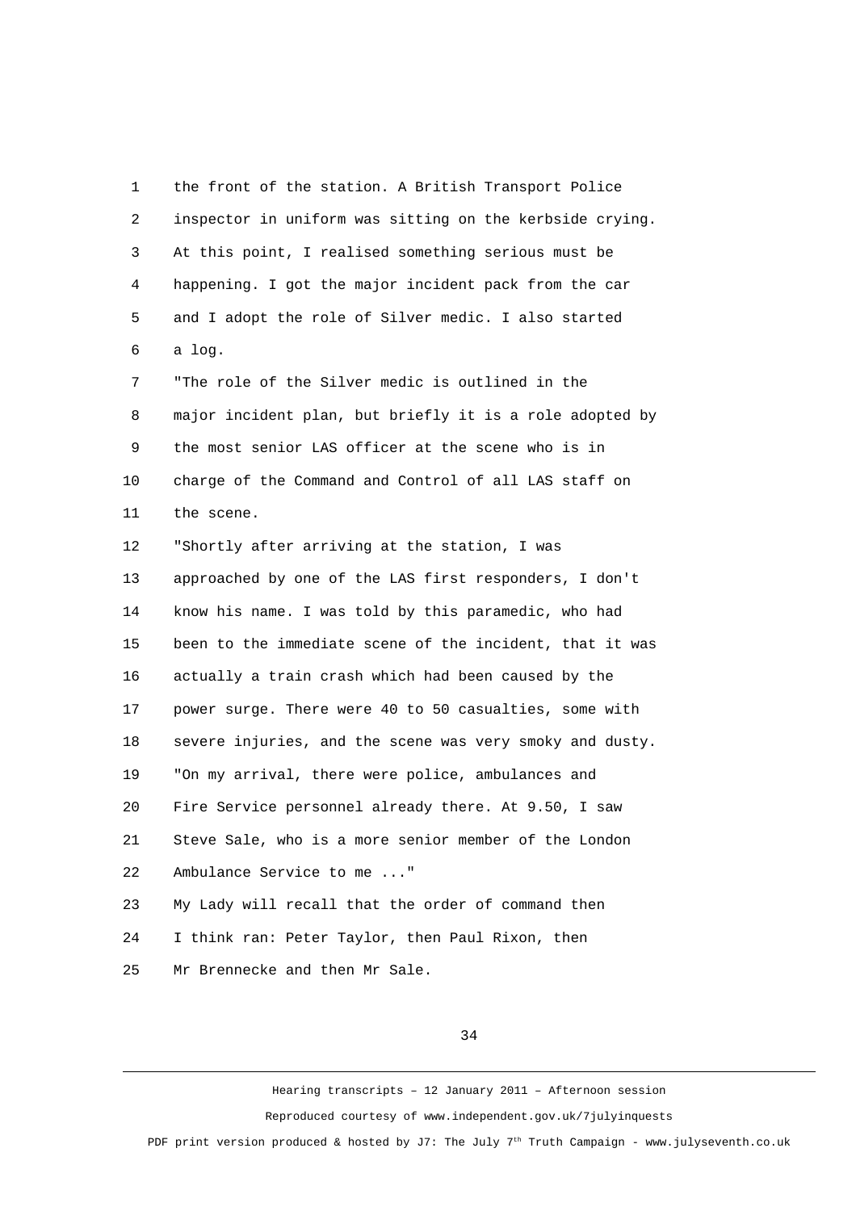1 the front of the station. A British Transport Police
2 inspector in uniform was sitting on the kerbside crying.
3 At this point, I realised something serious must be
4 happening. I got the major incident pack from the car
5 and I adopt the role of Silver medic. I also started
6 a log.

7 "The role of the Silver medic is outlined in the
8 major incident plan, but briefly it is a role adopted by
9 the most senior LAS officer at the scene who is in
10 charge of the Command and Control of all LAS staff on
11 the scene.

12 "Shortly after arriving at the station, I was
13 approached by one of the LAS first responders, I don't
14 know his name. I was told by this paramedic, who had
15 been to the immediate scene of the incident, that it was
16 actually a train crash which had been caused by the
17 power surge. There were 40 to 50 casualties, some with
18 severe injuries, and the scene was very smoky and dusty.

19 "On my arrival, there were police, ambulances and
20 Fire Service personnel already there. At 9.50, I saw
21 Steve Sale, who is a more senior member of the London
22 Ambulance Service to me ..."

23 My Lady will recall that the order of command then
24 I think ran: Peter Taylor, then Paul Rixon, then
25 Mr Brennecke and then Mr Sale.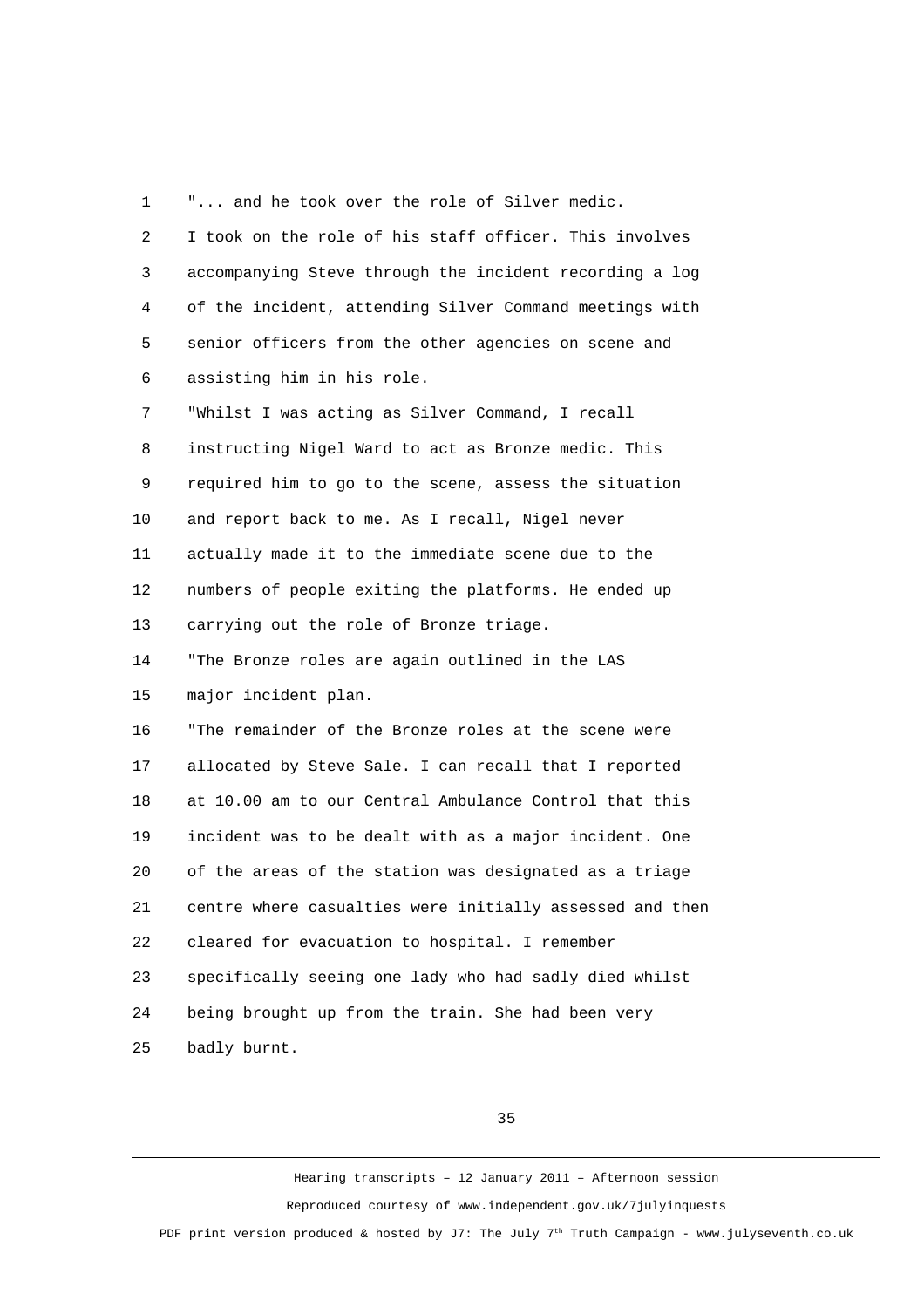"... and he took over the role of Silver medic. I took on the role of his staff officer. This involves accompanying Steve through the incident recording a log of the incident, attending Silver Command meetings with senior officers from the other agencies on scene and assisting him in his role.

"Whilst I was acting as Silver Command, I recall instructing Nigel Ward to act as Bronze medic. This required him to go to the scene, assess the situation and report back to me. As I recall, Nigel never actually made it to the immediate scene due to the numbers of people exiting the platforms. He ended up carrying out the role of Bronze triage.

"The Bronze roles are again outlined in the LAS major incident plan.

"The remainder of the Bronze roles at the scene were allocated by Steve Sale. I can recall that I reported at 10.00 am to our Central Ambulance Control that this incident was to be dealt with as a major incident. One of the areas of the station was designated as a triage centre where casualties were initially assessed and then cleared for evacuation to hospital. I remember specifically seeing one lady who had sadly died whilst being brought up from the train. She had been very badly burnt.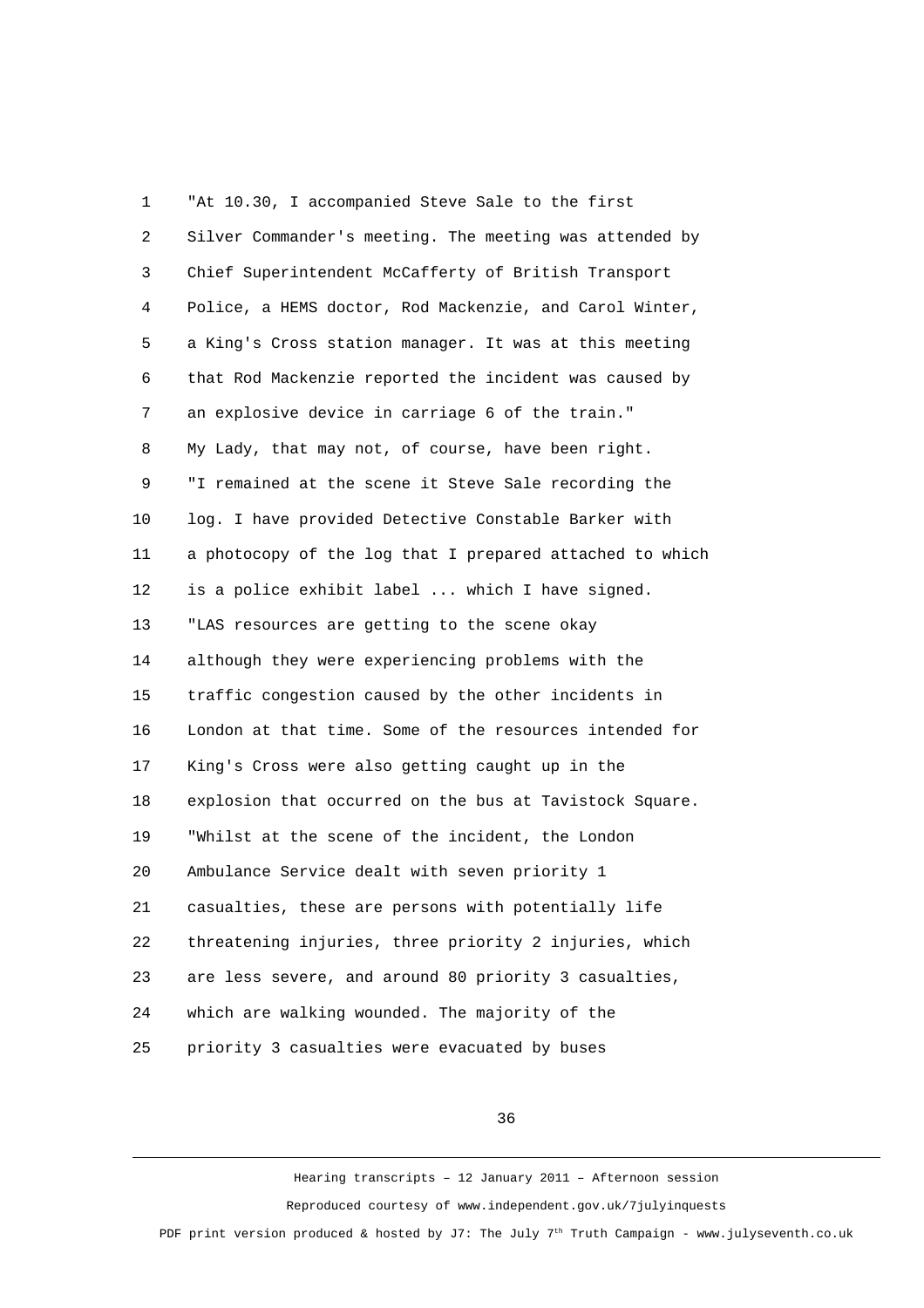"At 10.30, I accompanied Steve Sale to the first Silver Commander's meeting. The meeting was attended by Chief Superintendent McCafferty of British Transport Police, a HEMS doctor, Rod Mackenzie, and Carol Winter, a King's Cross station manager. It was at this meeting that Rod Mackenzie reported the incident was caused by an explosive device in carriage 6 of the train."

My Lady, that may not, of course, have been right.

"I remained at the scene it Steve Sale recording the log. I have provided Detective Constable Barker with a photocopy of the log that I prepared attached to which is a police exhibit label ... which I have signed.

"LAS resources are getting to the scene okay although they were experiencing problems with the traffic congestion caused by the other incidents in London at that time. Some of the resources intended for King's Cross were also getting caught up in the explosion that occurred on the bus at Tavistock Square.

"Whilst at the scene of the incident, the London Ambulance Service dealt with seven priority 1 casualties, these are persons with potentially life threatening injuries, three priority 2 injuries, which are less severe, and around 80 priority 3 casualties, which are walking wounded. The majority of the priority 3 casualties were evacuated by buses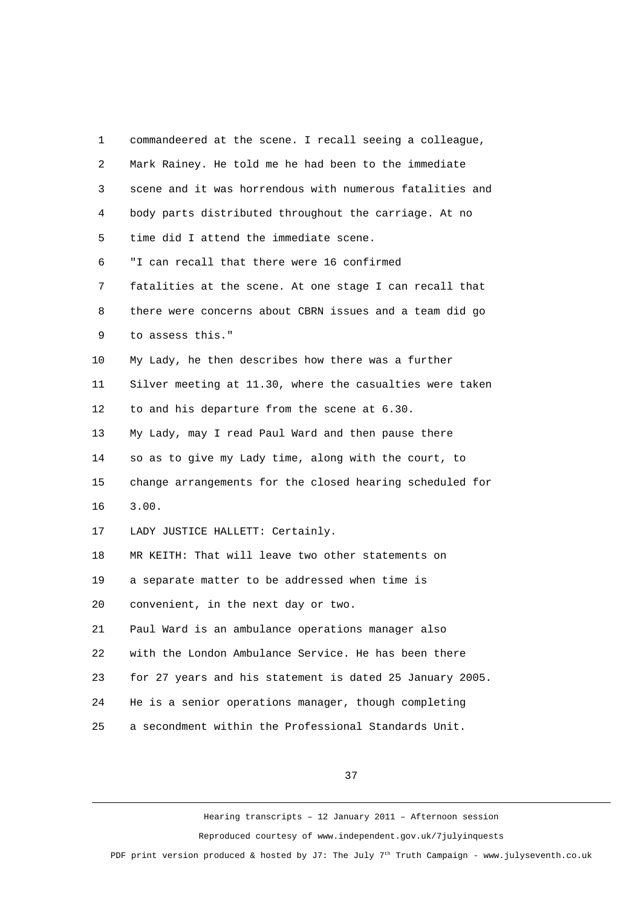commandeered at the scene. I recall seeing a colleague, Mark Rainey. He told me he had been to the immediate scene and it was horrendous with numerous fatalities and body parts distributed throughout the carriage. At no time did I attend the immediate scene.

"I can recall that there were 16 confirmed fatalities at the scene. At one stage I can recall that there were concerns about CBRN issues and a team did go to assess this."

My Lady, he then describes how there was a further Silver meeting at 11.30, where the casualties were taken to and his departure from the scene at 6.30.

My Lady, may I read Paul Ward and then pause there so as to give my Lady time, along with the court, to change arrangements for the closed hearing scheduled for 3.00.

LADY JUSTICE HALLETT: Certainly.

MR KEITH: That will leave two other statements on a separate matter to be addressed when time is convenient, in the next day or two.

Paul Ward is an ambulance operations manager also with the London Ambulance Service. He has been there for 27 years and his statement is dated 25 January 2005. He is a senior operations manager, though completing a secondment within the Professional Standards Unit.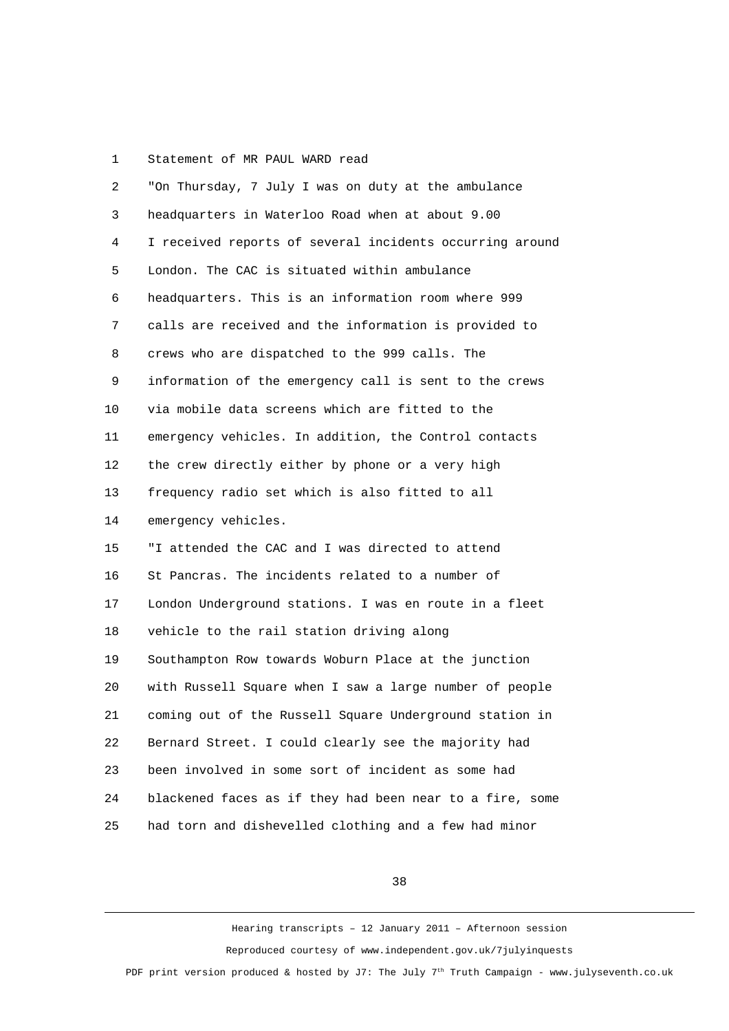Statement of MR PAUL WARD read

"On Thursday, 7 July I was on duty at the ambulance headquarters in Waterloo Road when at about 9.00 I received reports of several incidents occurring around London. The CAC is situated within ambulance headquarters. This is an information room where 999 calls are received and the information is provided to crews who are dispatched to the 999 calls. The information of the emergency call is sent to the crews via mobile data screens which are fitted to the emergency vehicles. In addition, the Control contacts the crew directly either by phone or a very high frequency radio set which is also fitted to all emergency vehicles.

"I attended the CAC and I was directed to attend St Pancras. The incidents related to a number of London Underground stations. I was en route in a fleet vehicle to the rail station driving along Southampton Row towards Woburn Place at the junction with Russell Square when I saw a large number of people coming out of the Russell Square Underground station in Bernard Street. I could clearly see the majority had been involved in some sort of incident as some had blackened faces as if they had been near to a fire, some had torn and dishevelled clothing and a few had minor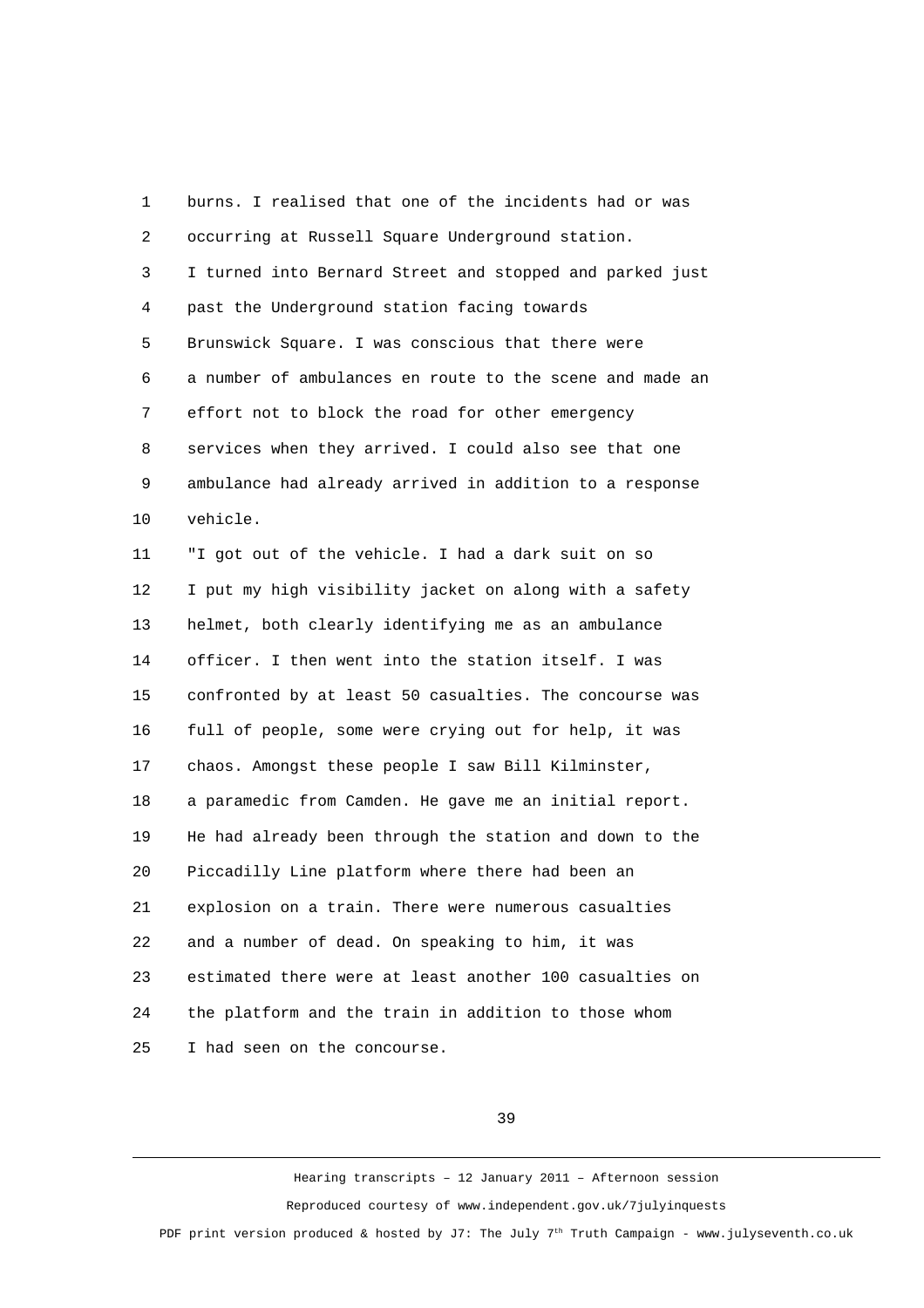burns. I realised that one of the incidents had or was occurring at Russell Square Underground station.

I turned into Bernard Street and stopped and parked just past the Underground station facing towards Brunswick Square. I was conscious that there were a number of ambulances en route to the scene and made an effort not to block the road for other emergency services when they arrived. I could also see that one ambulance had already arrived in addition to a response vehicle.

"I got out of the vehicle. I had a dark suit on so I put my high visibility jacket on along with a safety helmet, both clearly identifying me as an ambulance officer. I then went into the station itself. I was confronted by at least 50 casualties. The concourse was full of people, some were crying out for help, it was chaos. Amongst these people I saw Bill Kilminster, a paramedic from Camden. He gave me an initial report. He had already been through the station and down to the Piccadilly Line platform where there had been an explosion on a train. There were numerous casualties and a number of dead. On speaking to him, it was estimated there were at least another 100 casualties on the platform and the train in addition to those whom I had seen on the concourse.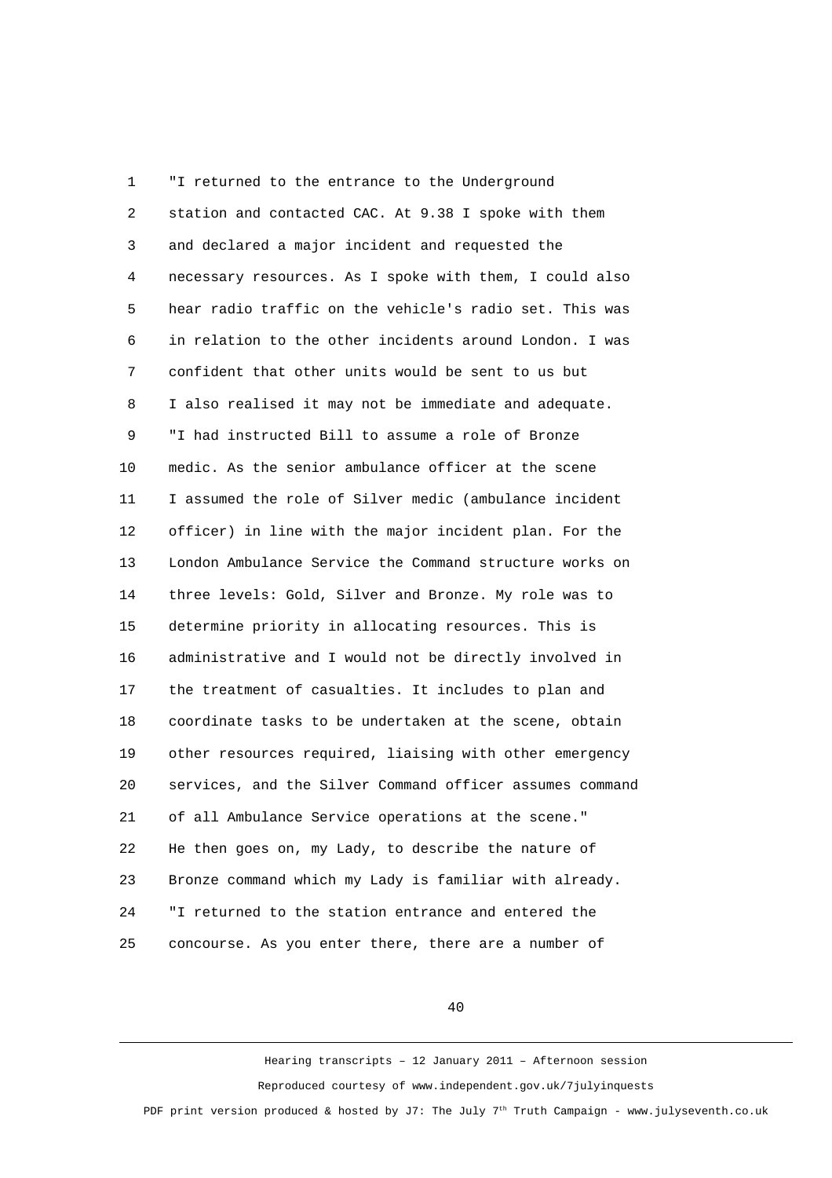"I returned to the entrance to the Underground station and contacted CAC. At 9.38 I spoke with them and declared a major incident and requested the necessary resources. As I spoke with them, I could also hear radio traffic on the vehicle's radio set. This was in relation to the other incidents around London. I was confident that other units would be sent to us but I also realised it may not be immediate and adequate.

"I had instructed Bill to assume a role of Bronze medic. As the senior ambulance officer at the scene I assumed the role of Silver medic (ambulance incident officer) in line with the major incident plan. For the London Ambulance Service the Command structure works on three levels: Gold, Silver and Bronze. My role was to determine priority in allocating resources. This is administrative and I would not be directly involved in the treatment of casualties. It includes to plan and coordinate tasks to be undertaken at the scene, obtain other resources required, liaising with other emergency services, and the Silver Command officer assumes command of all Ambulance Service operations at the scene."

He then goes on, my Lady, to describe the nature of Bronze command which my Lady is familiar with already.

"I returned to the station entrance and entered the concourse. As you enter there, there are a number of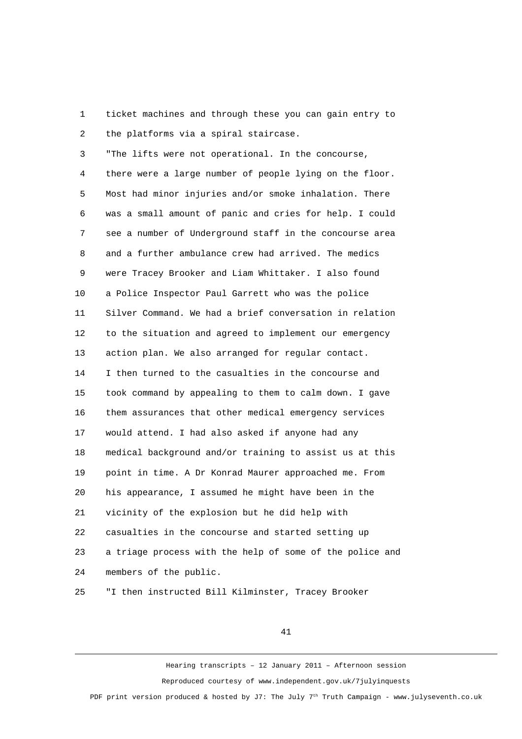ticket machines and through these you can gain entry to the platforms via a spiral staircase.

"The lifts were not operational. In the concourse, there were a large number of people lying on the floor. Most had minor injuries and/or smoke inhalation. There was a small amount of panic and cries for help. I could see a number of Underground staff in the concourse area and a further ambulance crew had arrived. The medics were Tracey Brooker and Liam Whittaker. I also found a Police Inspector Paul Garrett who was the police Silver Command. We had a brief conversation in relation to the situation and agreed to implement our emergency action plan. We also arranged for regular contact. I then turned to the casualties in the concourse and took command by appealing to them to calm down. I gave them assurances that other medical emergency services would attend. I had also asked if anyone had any medical background and/or training to assist us at this point in time. A Dr Konrad Maurer approached me. From his appearance, I assumed he might have been in the vicinity of the explosion but he did help with casualties in the concourse and started setting up a triage process with the help of some of the police and members of the public.

"I then instructed Bill Kilminster, Tracey Brooker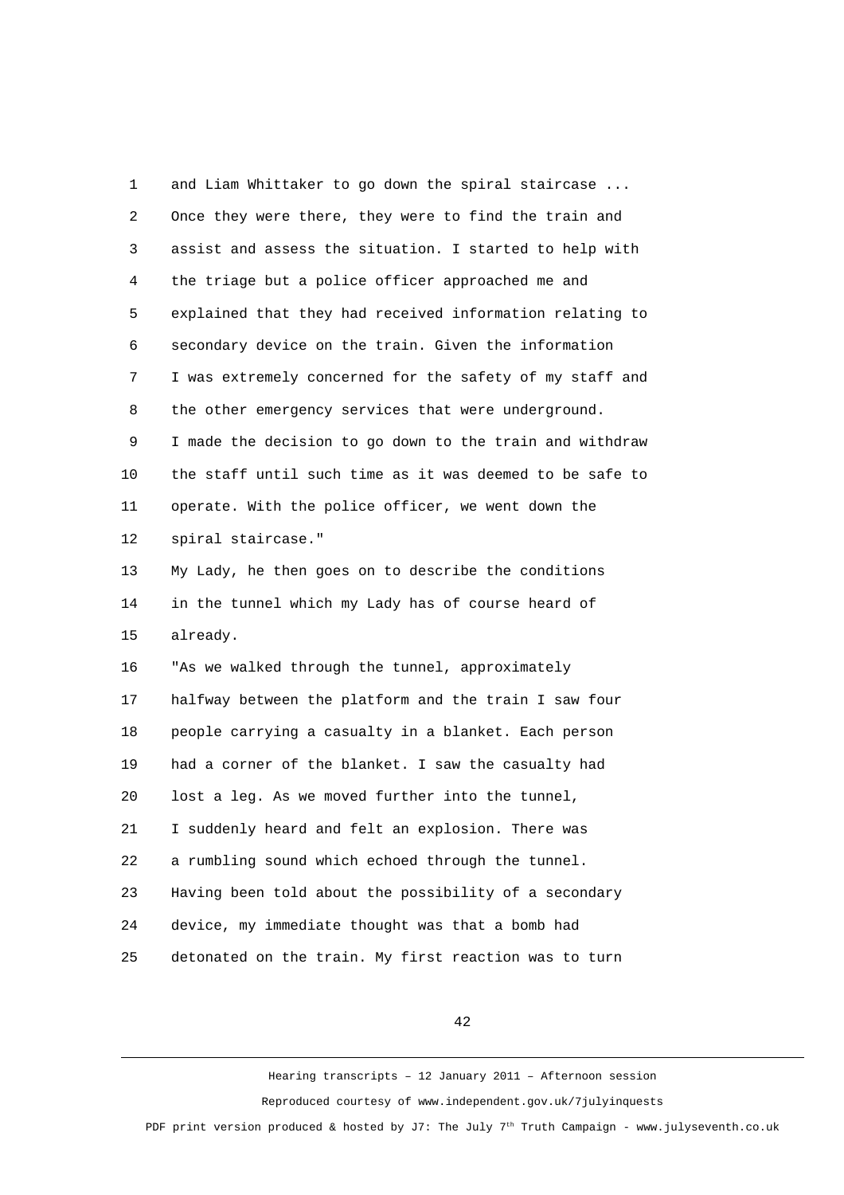and Liam Whittaker to go down the spiral staircase ... Once they were there, they were to find the train and assist and assess the situation. I started to help with the triage but a police officer approached me and explained that they had received information relating to secondary device on the train. Given the information I was extremely concerned for the safety of my staff and the other emergency services that were underground. I made the decision to go down to the train and withdraw the staff until such time as it was deemed to be safe to operate. With the police officer, we went down the spiral staircase."

My Lady, he then goes on to describe the conditions in the tunnel which my Lady has of course heard of already.

"As we walked through the tunnel, approximately halfway between the platform and the train I saw four people carrying a casualty in a blanket. Each person had a corner of the blanket. I saw the casualty had lost a leg. As we moved further into the tunnel, I suddenly heard and felt an explosion. There was a rumbling sound which echoed through the tunnel. Having been told about the possibility of a secondary device, my immediate thought was that a bomb had detonated on the train. My first reaction was to turn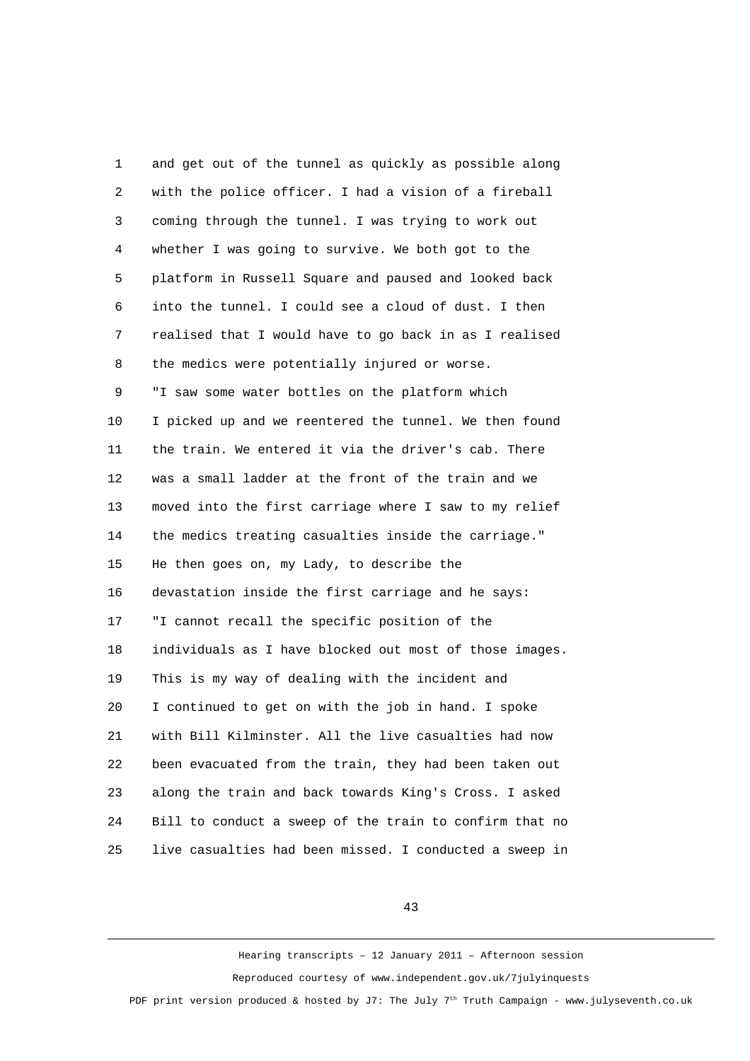and get out of the tunnel as quickly as possible along with the police officer. I had a vision of a fireball coming through the tunnel. I was trying to work out whether I was going to survive. We both got to the platform in Russell Square and paused and looked back into the tunnel. I could see a cloud of dust. I then realised that I would have to go back in as I realised the medics were potentially injured or worse.

"I saw some water bottles on the platform which I picked up and we reentered the tunnel. We then found the train. We entered it via the driver's cab. There was a small ladder at the front of the train and we moved into the first carriage where I saw to my relief the medics treating casualties inside the carriage."

He then goes on, my Lady, to describe the devastation inside the first carriage and he says:

"I cannot recall the specific position of the individuals as I have blocked out most of those images. This is my way of dealing with the incident and I continued to get on with the job in hand. I spoke with Bill Kilminster. All the live casualties had now been evacuated from the train, they had been taken out along the train and back towards King's Cross. I asked Bill to conduct a sweep of the train to confirm that no live casualties had been missed. I conducted a sweep in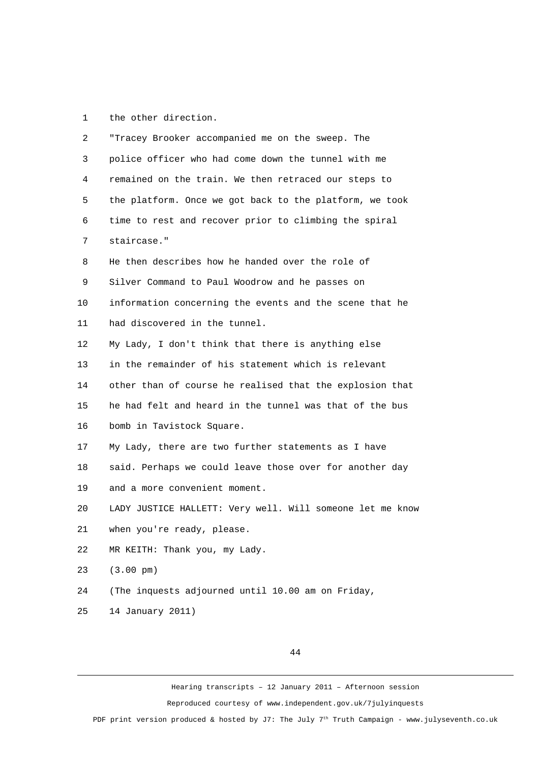the other direction.

"Tracey Brooker accompanied me on the sweep. The police officer who had come down the tunnel with me remained on the train. We then retraced our steps to the platform. Once we got back to the platform, we took time to rest and recover prior to climbing the spiral staircase."

He then describes how he handed over the role of Silver Command to Paul Woodrow and he passes on information concerning the events and the scene that he had discovered in the tunnel.

My Lady, I don't think that there is anything else in the remainder of his statement which is relevant other than of course he realised that the explosion that he had felt and heard in the tunnel was that of the bus bomb in Tavistock Square.

My Lady, there are two further statements as I have said. Perhaps we could leave those over for another day and a more convenient moment.

LADY JUSTICE HALLETT: Very well. Will someone let me know when you're ready, please.

MR KEITH: Thank you, my Lady.

(3.00 pm)

(The inquests adjourned until 10.00 am on Friday, 14 January 2011)